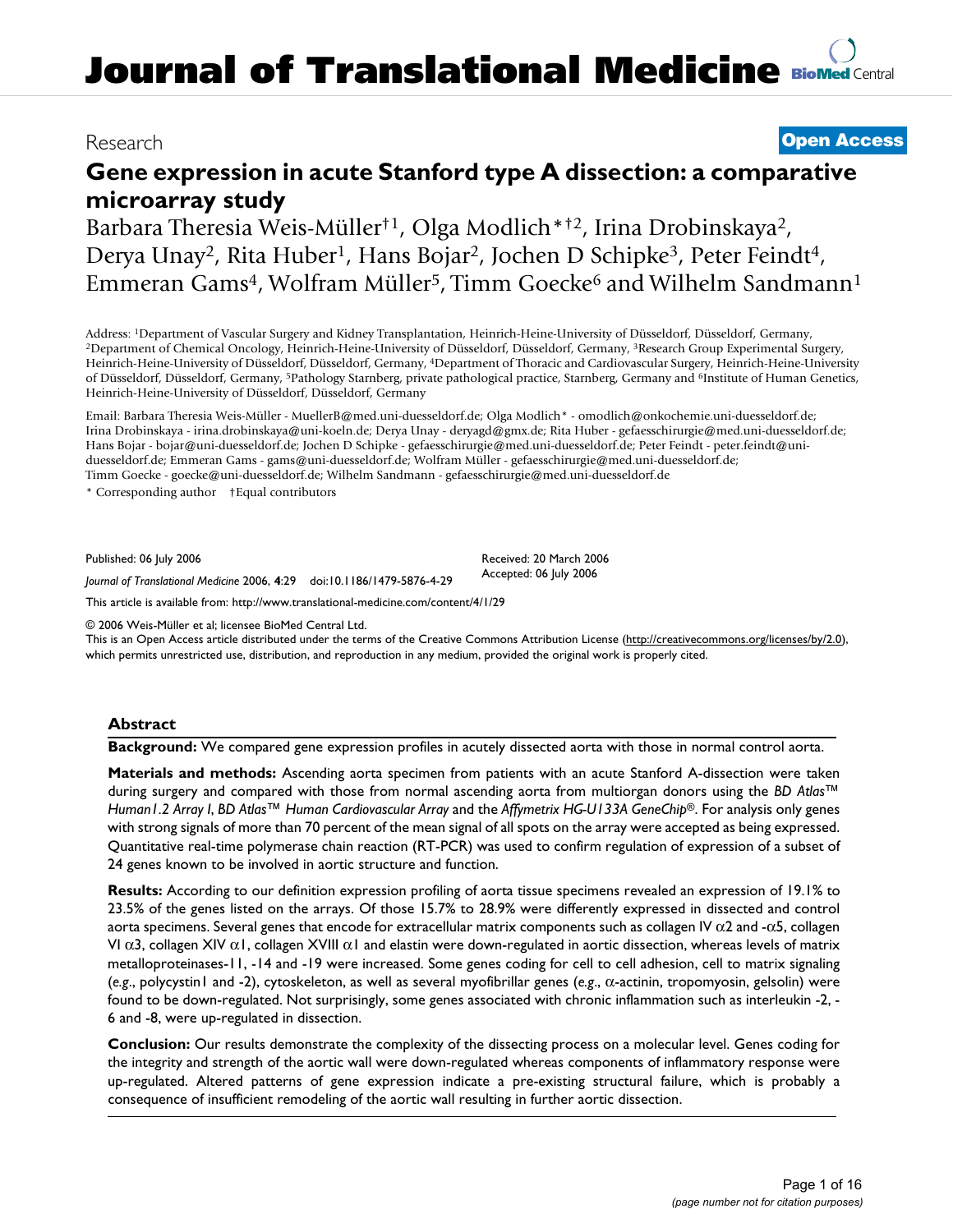Research

**Open Access**

# Gene expression in acute Stanford type A dissection: a comparative microarray study

Barbara Theresia Weis-Müller†[1], Olga Modlich*†[2], Irina Drobinskaya[2], Derya Unay[2], Rita Huber[1], Hans Bojar[2], Jochen D Schipke[3], Peter Feindt[4], Emmeran Gams[4], Wolfram Müller[5], Timm Goecke[6] and Wilhelm Sandmann[1]

Address: [1]Department of Vascular Surgery and Kidney Transplantation, Heinrich-Heine-University of Düsseldorf, Düsseldorf, Germany, [2]Department of Chemical Oncology, Heinrich-Heine-University of Düsseldorf, Düsseldorf, Germany, [3]Research Group Experimental Surgery, Heinrich-Heine-University of Düsseldorf, Düsseldorf, Germany, [4]Department of Thoracic and Cardiovascular Surgery, Heinrich-Heine-University of Düsseldorf, Düsseldorf, Germany, [5]Pathology Starnberg, private pathological practice, Starnberg, Germany and [6]Institute of Human Genetics, Heinrich-Heine-University of Düsseldorf, Düsseldorf, Germany

Email: Barbara Theresia Weis-Müller - MuellerB@med.uni-duesseldorf.de; Olga Modlich* - omodlich@onkochemie.uni-duesseldorf.de; Irina Drobinskaya - irina.drobinskaya@uni-koeln.de; Derya Unay - deryagd@gmx.de; Rita Huber - gefaesschirurgie@med.uni-duesseldorf.de; Hans Bojar - bojar@uni-duesseldorf.de; Jochen D Schipke - gefaesschirurgie@med.uni-duesseldorf.de; Peter Feindt - peter.feindt@uni-duesseldorf.de; Emmeran Gams - gams@uni-duesseldorf.de; Wolfram Müller - gefaesschirurgie@med.uni-duesseldorf.de; Timm Goecke - goecke@uni-duesseldorf.de; Wilhelm Sandmann - gefaesschirurgie@med.uni-duesseldorf.de

\* Corresponding author †Equal contributors

Published: 06 July 2006

*Journal of Translational Medicine* 2006, **4**:29 doi:10.1186/1479-5876-4-29

Received: 20 March 2006
Accepted: 06 July 2006

This article is available from: http://www.translational-medicine.com/content/4/1/29

© 2006 Weis-Müller et al; licensee BioMed Central Ltd.
This is an Open Access article distributed under the terms of the Creative Commons Attribution License (http://creativecommons.org/licenses/by/2.0), which permits unrestricted use, distribution, and reproduction in any medium, provided the original work is properly cited.

## Abstract

**Background:** We compared gene expression profiles in acutely dissected aorta with those in normal control aorta.

**Materials and methods:** Ascending aorta specimen from patients with an acute Stanford A-dissection were taken during surgery and compared with those from normal ascending aorta from multiorgan donors using the *BD Atlas™ Human1.2 Array I*, *BD Atlas™ Human Cardiovascular Array* and the *Affymetrix HG-U133A GeneChip®*. For analysis only genes with strong signals of more than 70 percent of the mean signal of all spots on the array were accepted as being expressed. Quantitative real-time polymerase chain reaction (RT-PCR) was used to confirm regulation of expression of a subset of 24 genes known to be involved in aortic structure and function.

**Results:** According to our definition expression profiling of aorta tissue specimens revealed an expression of 19.1% to 23.5% of the genes listed on the arrays. Of those 15.7% to 28.9% were differently expressed in dissected and control aorta specimens. Several genes that encode for extracellular matrix components such as collagen IV $\alpha$2 and -$\alpha$5, collagen VI $\alpha$3, collagen XIV $\alpha$1, collagen XVIII $\alpha$1 and elastin were down-regulated in aortic dissection, whereas levels of matrix metalloproteinases-11, -14 and -19 were increased. Some genes coding for cell to cell adhesion, cell to matrix signaling (*e.g.*, polycystin1 and -2), cytoskeleton, as well as several myofibrillar genes (*e.g.*, $\alpha$-actinin, tropomyosin, gelsolin) were found to be down-regulated. Not surprisingly, some genes associated with chronic inflammation such as interleukin -2, -6 and -8, were up-regulated in dissection.

**Conclusion:** Our results demonstrate the complexity of the dissecting process on a molecular level. Genes coding for the integrity and strength of the aortic wall were down-regulated whereas components of inflammatory response were up-regulated. Altered patterns of gene expression indicate a pre-existing structural failure, which is probably a consequence of insufficient remodeling of the aortic wall resulting in further aortic dissection.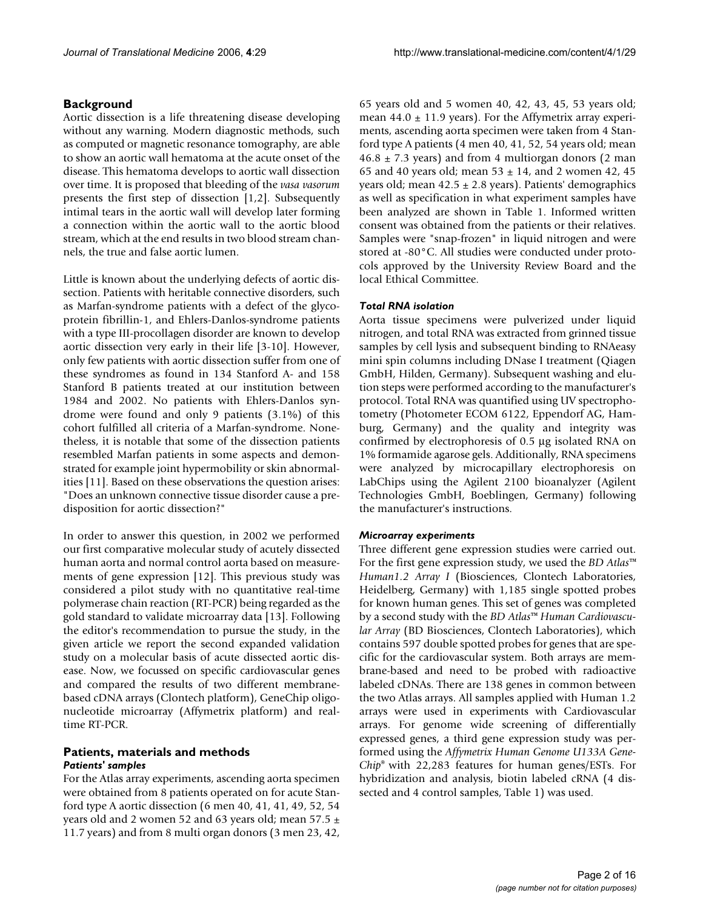## Background

Aortic dissection is a life threatening disease developing without any warning. Modern diagnostic methods, such as computed or magnetic resonance tomography, are able to show an aortic wall hematoma at the acute onset of the disease. This hematoma develops to aortic wall dissection over time. It is proposed that bleeding of the *vasa vasorum* presents the first step of dissection [1,2]. Subsequently intimal tears in the aortic wall will develop later forming a connection within the aortic wall to the aortic blood stream, which at the end results in two blood stream channels, the true and false aortic lumen.

Little is known about the underlying defects of aortic dissection. Patients with heritable connective tissue disorders, such as Marfan-syndrome patients with a defect of the glycoprotein fibrillin-1, and Ehlers-Danlos-syndrome patients with a type III-procollagen disorder are known to develop aortic dissection very early in their life [3-10]. However, only few patients with aortic dissection suffer from one of these syndromes as found in 134 Stanford A- and 158 Stanford B patients treated at our institution between 1984 and 2002. No patients with Ehlers-Danlos syndrome were found and only 9 patients (3.1%) of this cohort fulfilled all criteria of a Marfan-syndrome. Nonetheless, it is notable that some of the dissection patients resembled Marfan patients in some aspects and demonstrated for example joint hypermobility or skin abnormalities [11]. Based on these observations the question arises: "Does an unknown connective tissue disorder cause a predisposition for aortic dissection?"

In order to answer this question, in 2002 we performed our first comparative molecular study of acutely dissected human aorta and normal control aorta based on measurements of gene expression [12]. This previous study was considered a pilot study with no quantitative real-time polymerase chain reaction (RT-PCR) being regarded as the gold standard to validate microarray data [13]. Following the editor's recommendation to pursue the study, in the given article we report the second expanded validation study on a molecular basis of acute dissected aortic disease. Now, we focussed on specific cardiovascular genes and compared the results of two different membrane-based cDNA arrays (Clontech platform), GeneChip oligonucleotide microarray (Affymetrix platform) and real-time RT-PCR.

## Patients, materials and methods

### *Patients' samples*

For the Atlas array experiments, ascending aorta specimen were obtained from 8 patients operated on for acute Stanford type A aortic dissection (6 men 40, 41, 41, 49, 52, 54 years old and 2 women 52 and 63 years old; mean 57.5 ± 11.7 years) and from 8 multi organ donors (3 men 23, 42, 65 years old and 5 women 40, 42, 43, 45, 53 years old; mean 44.0 ± 11.9 years). For the Affymetrix array experiments, ascending aorta specimen were taken from 4 Stanford type A patients (4 men 40, 41, 52, 54 years old; mean 46.8 ± 7.3 years) and from 4 multiorgan donors (2 man 65 and 40 years old; mean 53 ± 14, and 2 women 42, 45 years old; mean 42.5 ± 2.8 years). Patients' demographics as well as specification in what experiment samples have been analyzed are shown in Table 1. Informed written consent was obtained from the patients or their relatives. Samples were "snap-frozen" in liquid nitrogen and were stored at -80°C. All studies were conducted under protocols approved by the University Review Board and the local Ethical Committee.

### *Total RNA isolation*

Aorta tissue specimens were pulverized under liquid nitrogen, and total RNA was extracted from grinned tissue samples by cell lysis and subsequent binding to RNAeasy mini spin columns including DNase I treatment (Qiagen GmbH, Hilden, Germany). Subsequent washing and elution steps were performed according to the manufacturer's protocol. Total RNA was quantified using UV spectrophotometry (Photometer ECOM 6122, Eppendorf AG, Hamburg, Germany) and the quality and integrity was confirmed by electrophoresis of 0.5 µg isolated RNA on 1% formamide agarose gels. Additionally, RNA specimens were analyzed by microcapillary electrophoresis on LabChips using the Agilent 2100 bioanalyzer (Agilent Technologies GmbH, Boeblingen, Germany) following the manufacturer's instructions.

### *Microarray experiments*

Three different gene expression studies were carried out. For the first gene expression study, we used the *BD Atlas™ Human1.2 Array I* (Biosciences, Clontech Laboratories, Heidelberg, Germany) with 1,185 single spotted probes for known human genes. This set of genes was completed by a second study with the *BD Atlas™ Human Cardiovascular Array* (BD Biosciences, Clontech Laboratories), which contains 597 double spotted probes for genes that are specific for the cardiovascular system. Both arrays are membrane-based and need to be probed with radioactive labeled cDNAs. There are 138 genes in common between the two Atlas arrays. All samples applied with Human 1.2 arrays were used in experiments with Cardiovascular arrays. For genome wide screening of differentially expressed genes, a third gene expression study was performed using the *Affymetrix Human Genome U133A GeneChip®* with 22,283 features for human genes/ESTs. For hybridization and analysis, biotin labeled cRNA (4 dissected and 4 control samples, Table 1) was used.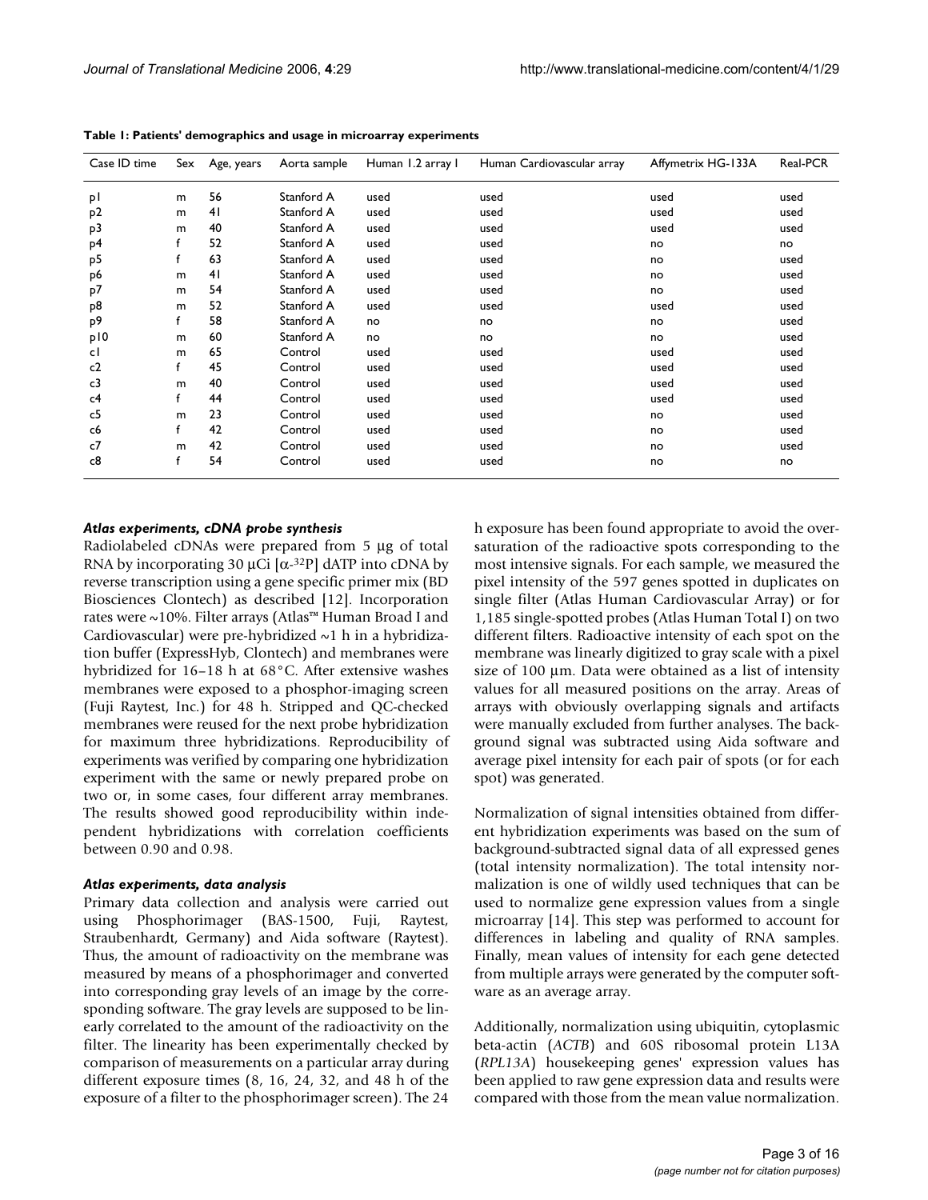**Table 1: Patients' demographics and usage in microarray experiments**

| Case ID time | Sex | Age, years | Aorta sample | Human 1.2 array I | Human Cardiovascular array | Affymetrix HG-133A | Real-PCR |
|---|---|---|---|---|---|---|---|
| p1 | m | 56 | Stanford A | used | used | used | used |
| p2 | m | 41 | Stanford A | used | used | used | used |
| p3 | m | 40 | Stanford A | used | used | used | used |
| p4 | f | 52 | Stanford A | used | used | no | no |
| p5 | f | 63 | Stanford A | used | used | no | used |
| p6 | m | 41 | Stanford A | used | used | no | used |
| p7 | m | 54 | Stanford A | used | used | no | used |
| p8 | m | 52 | Stanford A | used | used | used | used |
| p9 | f | 58 | Stanford A | no | no | no | used |
| p10 | m | 60 | Stanford A | no | no | no | used |
| c1 | m | 65 | Control | used | used | used | used |
| c2 | f | 45 | Control | used | used | used | used |
| c3 | m | 40 | Control | used | used | used | used |
| c4 | f | 44 | Control | used | used | used | used |
| c5 | m | 23 | Control | used | used | no | used |
| c6 | f | 42 | Control | used | used | no | used |
| c7 | m | 42 | Control | used | used | no | used |
| c8 | f | 54 | Control | used | used | no | no |

### *Atlas experiments, cDNA probe synthesis*

Radiolabeled cDNAs were prepared from 5 μg of total RNA by incorporating 30 μCi [$\alpha$-$^{32}$P] dATP into cDNA by reverse transcription using a gene specific primer mix (BD Biosciences Clontech) as described [12]. Incorporation rates were ~10%. Filter arrays (Atlas™ Human Broad I and Cardiovascular) were pre-hybridized ~1 h in a hybridization buffer (ExpressHyb, Clontech) and membranes were hybridized for 16–18 h at 68°C. After extensive washes membranes were exposed to a phosphor-imaging screen (Fuji Raytest, Inc.) for 48 h. Stripped and QC-checked membranes were reused for the next probe hybridization for maximum three hybridizations. Reproducibility of experiments was verified by comparing one hybridization experiment with the same or newly prepared probe on two or, in some cases, four different array membranes. The results showed good reproducibility within independent hybridizations with correlation coefficients between 0.90 and 0.98.

### *Atlas experiments, data analysis*

Primary data collection and analysis were carried out using Phosphorimager (BAS-1500, Fuji, Raytest, Straubenhardt, Germany) and Aida software (Raytest). Thus, the amount of radioactivity on the membrane was measured by means of a phosphorimager and converted into corresponding gray levels of an image by the corresponding software. The gray levels are supposed to be linearly correlated to the amount of the radioactivity on the filter. The linearity has been experimentally checked by comparison of measurements on a particular array during different exposure times (8, 16, 24, 32, and 48 h of the exposure of a filter to the phosphorimager screen). The 24 h exposure has been found appropriate to avoid the oversaturation of the radioactive spots corresponding to the most intensive signals. For each sample, we measured the pixel intensity of the 597 genes spotted in duplicates on single filter (Atlas Human Cardiovascular Array) or for 1,185 single-spotted probes (Atlas Human Total I) on two different filters. Radioactive intensity of each spot on the membrane was linearly digitized to gray scale with a pixel size of 100 μm. Data were obtained as a list of intensity values for all measured positions on the array. Areas of arrays with obviously overlapping signals and artifacts were manually excluded from further analyses. The background signal was subtracted using Aida software and average pixel intensity for each pair of spots (or for each spot) was generated.

Normalization of signal intensities obtained from different hybridization experiments was based on the sum of background-subtracted signal data of all expressed genes (total intensity normalization). The total intensity normalization is one of wildly used techniques that can be used to normalize gene expression values from a single microarray [14]. This step was performed to account for differences in labeling and quality of RNA samples. Finally, mean values of intensity for each gene detected from multiple arrays were generated by the computer software as an average array.

Additionally, normalization using ubiquitin, cytoplasmic beta-actin (*ACTB*) and 60S ribosomal protein L13A (*RPL13A*) housekeeping genes' expression values has been applied to raw gene expression data and results were compared with those from the mean value normalization.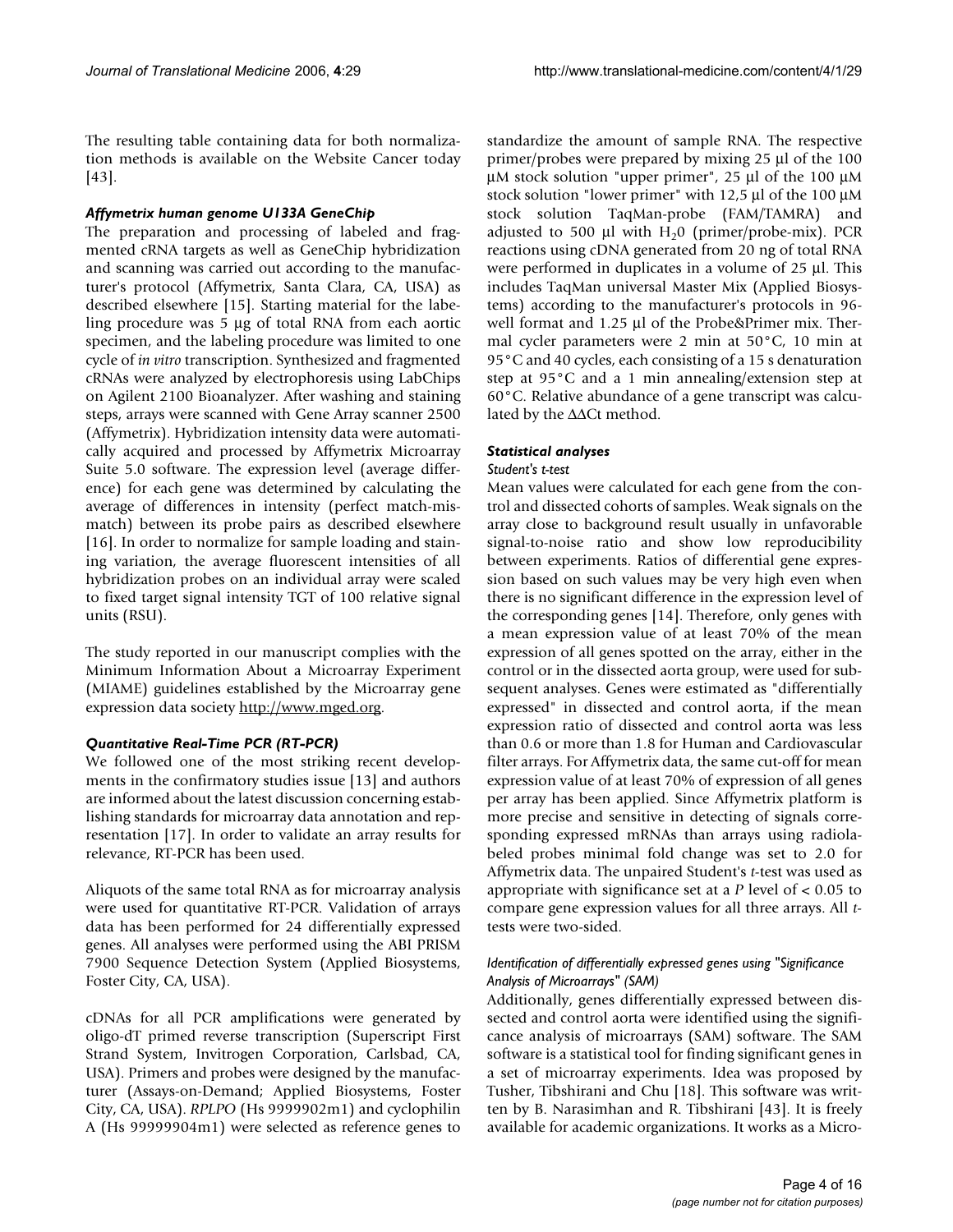The resulting table containing data for both normalization methods is available on the Website Cancer today [43].

### *Affymetrix human genome U133A GeneChip*

The preparation and processing of labeled and fragmented cRNA targets as well as GeneChip hybridization and scanning was carried out according to the manufacturer's protocol (Affymetrix, Santa Clara, CA, USA) as described elsewhere [15]. Starting material for the labeling procedure was 5 µg of total RNA from each aortic specimen, and the labeling procedure was limited to one cycle of *in vitro* transcription. Synthesized and fragmented cRNAs were analyzed by electrophoresis using LabChips on Agilent 2100 Bioanalyzer. After washing and staining steps, arrays were scanned with Gene Array scanner 2500 (Affymetrix). Hybridization intensity data were automatically acquired and processed by Affymetrix Microarray Suite 5.0 software. The expression level (average difference) for each gene was determined by calculating the average of differences in intensity (perfect match-mismatch) between its probe pairs as described elsewhere [16]. In order to normalize for sample loading and staining variation, the average fluorescent intensities of all hybridization probes on an individual array were scaled to fixed target signal intensity TGT of 100 relative signal units (RSU).

The study reported in our manuscript complies with the Minimum Information About a Microarray Experiment (MIAME) guidelines established by the Microarray gene expression data society http://www.mged.org.

### *Quantitative Real-Time PCR (RT-PCR)*

We followed one of the most striking recent developments in the confirmatory studies issue [13] and authors are informed about the latest discussion concerning establishing standards for microarray data annotation and representation [17]. In order to validate an array results for relevance, RT-PCR has been used.

Aliquots of the same total RNA as for microarray analysis were used for quantitative RT-PCR. Validation of arrays data has been performed for 24 differentially expressed genes. All analyses were performed using the ABI PRISM 7900 Sequence Detection System (Applied Biosystems, Foster City, CA, USA).

cDNAs for all PCR amplifications were generated by oligo-dT primed reverse transcription (Superscript First Strand System, Invitrogen Corporation, Carlsbad, CA, USA). Primers and probes were designed by the manufacturer (Assays-on-Demand; Applied Biosystems, Foster City, CA, USA). *RPLPO* (Hs 9999902m1) and cyclophilin A (Hs 99999904m1) were selected as reference genes to standardize the amount of sample RNA. The respective primer/probes were prepared by mixing 25 µl of the 100 µM stock solution "upper primer", 25 µl of the 100 µM stock solution "lower primer" with 12,5 µl of the 100 µM stock solution TaqMan-probe (FAM/TAMRA) and adjusted to 500 µl with $H_2O$ (primer/probe-mix). PCR reactions using cDNA generated from 20 ng of total RNA were performed in duplicates in a volume of 25 µl. This includes TaqMan universal Master Mix (Applied Biosystems) according to the manufacturer's protocols in 96-well format and 1.25 µl of the Probe&Primer mix. Thermal cycler parameters were 2 min at 50°C, 10 min at 95°C and 40 cycles, each consisting of a 15 s denaturation step at 95°C and a 1 min annealing/extension step at 60°C. Relative abundance of a gene transcript was calculated by the $\Delta\Delta$Ct method.

### *Statistical analyses*

#### *Student's t-test*

Mean values were calculated for each gene from the control and dissected cohorts of samples. Weak signals on the array close to background result usually in unfavorable signal-to-noise ratio and show low reproducibility between experiments. Ratios of differential gene expression based on such values may be very high even when there is no significant difference in the expression level of the corresponding genes [14]. Therefore, only genes with a mean expression value of at least 70% of the mean expression of all genes spotted on the array, either in the control or in the dissected aorta group, were used for subsequent analyses. Genes were estimated as "differentially expressed" in dissected and control aorta, if the mean expression ratio of dissected and control aorta was less than 0.6 or more than 1.8 for Human and Cardiovascular filter arrays. For Affymetrix data, the same cut-off for mean expression value of at least 70% of expression of all genes per array has been applied. Since Affymetrix platform is more precise and sensitive in detecting of signals corresponding expressed mRNAs than arrays using radiolabeled probes minimal fold change was set to 2.0 for Affymetrix data. The unpaired Student's *t*-test was used as appropriate with significance set at a $P$ level of $< 0.05$ to compare gene expression values for all three arrays. All *t*-tests were two-sided.

#### *Identification of differentially expressed genes using "Significance Analysis of Microarrays" (SAM)*

Additionally, genes differentially expressed between dissected and control aorta were identified using the significance analysis of microarrays (SAM) software. The SAM software is a statistical tool for finding significant genes in a set of microarray experiments. Idea was proposed by Tusher, Tibshirani and Chu [18]. This software was written by B. Narasimhan and R. Tibshirani [43]. It is freely available for academic organizations. It works as a Micro-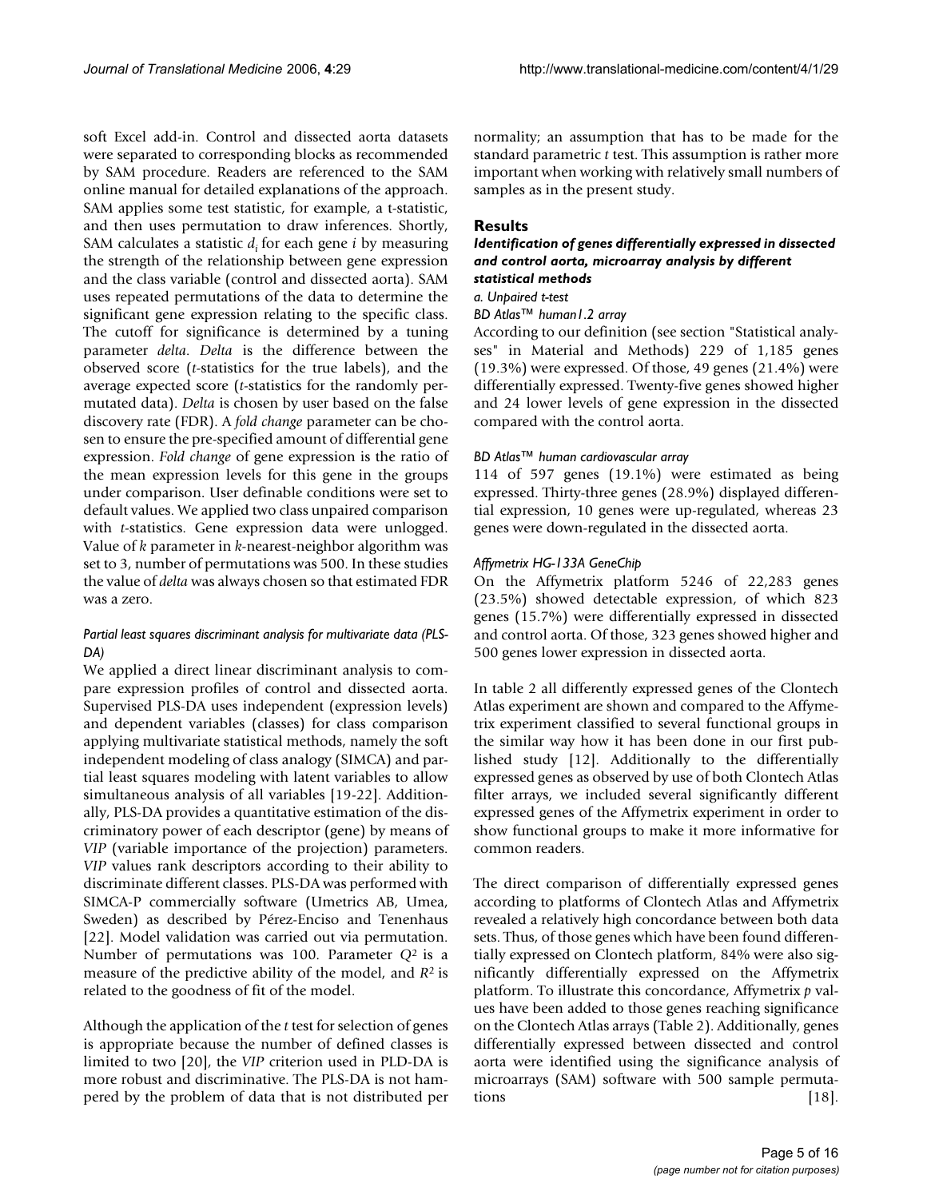soft Excel add-in. Control and dissected aorta datasets were separated to corresponding blocks as recommended by SAM procedure. Readers are referenced to the SAM online manual for detailed explanations of the approach. SAM applies some test statistic, for example, a t-statistic, and then uses permutation to draw inferences. Shortly, SAM calculates a statistic $d_i$ for each gene $i$ by measuring the strength of the relationship between gene expression and the class variable (control and dissected aorta). SAM uses repeated permutations of the data to determine the significant gene expression relating to the specific class. The cutoff for significance is determined by a tuning parameter *delta*. *Delta* is the difference between the observed score (*t*-statistics for the true labels), and the average expected score (*t*-statistics for the randomly permutated data). *Delta* is chosen by user based on the false discovery rate (FDR). A *fold change* parameter can be chosen to ensure the pre-specified amount of differential gene expression. *Fold change* of gene expression is the ratio of the mean expression levels for this gene in the groups under comparison. User definable conditions were set to default values. We applied two class unpaired comparison with *t*-statistics. Gene expression data were unlogged. Value of *k* parameter in *k*-nearest-neighbor algorithm was set to 3, number of permutations was 500. In these studies the value of *delta* was always chosen so that estimated FDR was a zero.

#### *Partial least squares discriminant analysis for multivariate data (PLS-DA)*

We applied a direct linear discriminant analysis to compare expression profiles of control and dissected aorta. Supervised PLS-DA uses independent (expression levels) and dependent variables (classes) for class comparison applying multivariate statistical methods, namely the soft independent modeling of class analogy (SIMCA) and partial least squares modeling with latent variables to allow simultaneous analysis of all variables [19-22]. Additionally, PLS-DA provides a quantitative estimation of the discriminatory power of each descriptor (gene) by means of *VIP* (variable importance of the projection) parameters. *VIP* values rank descriptors according to their ability to discriminate different classes. PLS-DA was performed with SIMCA-P commercially software (Umetrics AB, Umea, Sweden) as described by Pérez-Enciso and Tenenhaus [22]. Model validation was carried out via permutation. Number of permutations was 100. Parameter $Q^2$ is a measure of the predictive ability of the model, and $R^2$ is related to the goodness of fit of the model.

Although the application of the *t* test for selection of genes is appropriate because the number of defined classes is limited to two [20], the *VIP* criterion used in PLD-DA is more robust and discriminative. The PLS-DA is not hampered by the problem of data that is not distributed per normality; an assumption that has to be made for the standard parametric *t* test. This assumption is rather more important when working with relatively small numbers of samples as in the present study.

## Results

### *Identification of genes differentially expressed in dissected and control aorta, microarray analysis by different statistical methods*

*a. Unpaired t-test*

#### *BD Atlas™ human1.2 array*

According to our definition (see section "Statistical analyses" in Material and Methods) 229 of 1,185 genes (19.3%) were expressed. Of those, 49 genes (21.4%) were differentially expressed. Twenty-five genes showed higher and 24 lower levels of gene expression in the dissected compared with the control aorta.

#### *BD Atlas™ human cardiovascular array*

114 of 597 genes (19.1%) were estimated as being expressed. Thirty-three genes (28.9%) displayed differential expression, 10 genes were up-regulated, whereas 23 genes were down-regulated in the dissected aorta.

#### *Affymetrix HG-133A GeneChip*

On the Affymetrix platform 5246 of 22,283 genes (23.5%) showed detectable expression, of which 823 genes (15.7%) were differentially expressed in dissected and control aorta. Of those, 323 genes showed higher and 500 genes lower expression in dissected aorta.

In table 2 all differently expressed genes of the Clontech Atlas experiment are shown and compared to the Affymetrix experiment classified to several functional groups in the similar way how it has been done in our first published study [12]. Additionally to the differentially expressed genes as observed by use of both Clontech Atlas filter arrays, we included several significantly different expressed genes of the Affymetrix experiment in order to show functional groups to make it more informative for common readers.

The direct comparison of differentially expressed genes according to platforms of Clontech Atlas and Affymetrix revealed a relatively high concordance between both data sets. Thus, of those genes which have been found differentially expressed on Clontech platform, 84% were also significantly differentially expressed on the Affymetrix platform. To illustrate this concordance, Affymetrix *p* values have been added to those genes reaching significance on the Clontech Atlas arrays (Table 2). Additionally, genes differentially expressed between dissected and control aorta were identified using the significance analysis of microarrays (SAM) software with 500 sample permutations [18].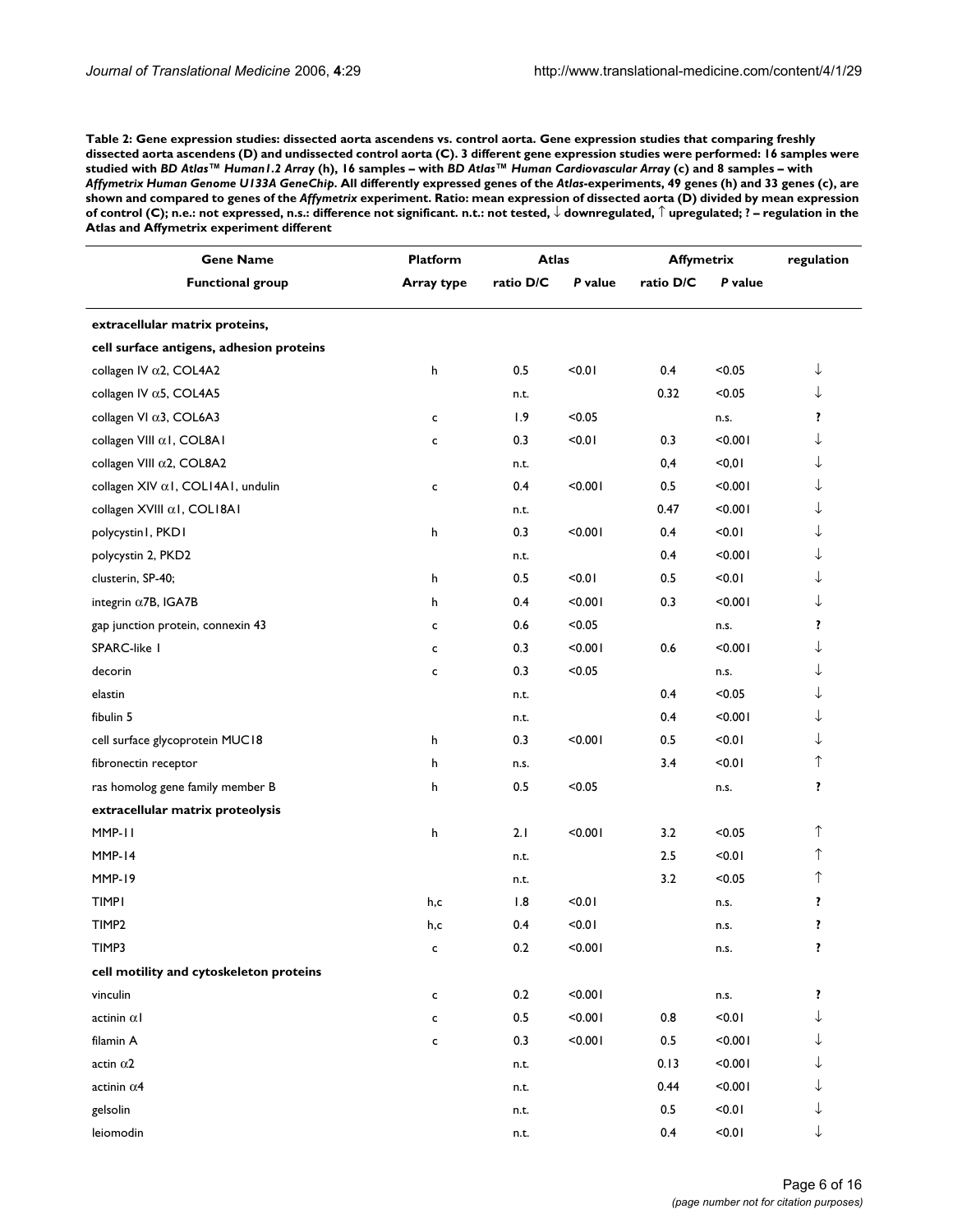**Table 2: Gene expression studies: dissected aorta ascendens vs. control aorta. Gene expression studies that comparing freshly dissected aorta ascendens (D) and undissected control aorta (C). 3 different gene expression studies were performed: 16 samples were studied with *BD Atlas™ Human1.2 Array* (h), 16 samples – with *BD Atlas™ Human Cardiovascular Array* (c) and 8 samples – with *Affymetrix Human Genome U133A GeneChip*. All differently expressed genes of the *Atlas*-experiments, 49 genes (h) and 33 genes (c), are shown and compared to genes of the *Affymetrix* experiment. Ratio: mean expression of dissected aorta (D) divided by mean expression of control (C); n.e.: not expressed, n.s.: difference not significant. n.t.: not tested, ↓ downregulated, ↑ upregulated; ? – regulation in the Atlas and Affymetrix experiment different**

| Gene Name | Platform | Atlas | | Affymetrix | | regulation |
|---|---|---|---|---|---|---|
| Functional group | Array type | ratio D/C | *P* value | ratio D/C | *P* value | |
| **extracellular matrix proteins,** | | | | | | |
| **cell surface antigens, adhesion proteins** | | | | | | |
| collagen IV α2, COL4A2 | h | 0.5 | <0.01 | 0.4 | <0.05 | ↓ |
| collagen IV α5, COL4A5 | | n.t. | | 0.32 | <0.05 | ↓ |
| collagen VI α3, COL6A3 | c | 1.9 | <0.05 | | n.s. | ? |
| collagen VIII α1, COL8A1 | c | 0.3 | <0.01 | 0.3 | <0.001 | ↓ |
| collagen VIII α2, COL8A2 | | n.t. | | 0,4 | <0,01 | ↓ |
| collagen XIV α1, COL14A1, undulin | c | 0.4 | <0.001 | 0.5 | <0.001 | ↓ |
| collagen XVIII α1, COL18A1 | | n.t. | | 0.47 | <0.001 | ↓ |
| polycystin1, PKD1 | h | 0.3 | <0.001 | 0.4 | <0.01 | ↓ |
| polycystin 2, PKD2 | | n.t. | | 0.4 | <0.001 | ↓ |
| clusterin, SP-40; | h | 0.5 | <0.01 | 0.5 | <0.01 | ↓ |
| integrin α7B, IGA7B | h | 0.4 | <0.001 | 0.3 | <0.001 | ↓ |
| gap junction protein, connexin 43 | c | 0.6 | <0.05 | | n.s. | ? |
| SPARC-like 1 | c | 0.3 | <0.001 | 0.6 | <0.001 | ↓ |
| decorin | c | 0.3 | <0.05 | | n.s. | ↓ |
| elastin | | n.t. | | 0.4 | <0.05 | ↓ |
| fibulin 5 | | n.t. | | 0.4 | <0.001 | ↓ |
| cell surface glycoprotein MUC18 | h | 0.3 | <0.001 | 0.5 | <0.01 | ↓ |
| fibronectin receptor | h | n.s. | | 3.4 | <0.01 | ↑ |
| ras homolog gene family member B | h | 0.5 | <0.05 | | n.s. | ? |
| **extracellular matrix proteolysis** | | | | | | |
| MMP-11 | h | 2.1 | <0.001 | 3.2 | <0.05 | ↑ |
| MMP-14 | | n.t. | | 2.5 | <0.01 | ↑ |
| MMP-19 | | n.t. | | 3.2 | <0.05 | ↑ |
| TIMP1 | h,c | 1.8 | <0.01 | | n.s. | ? |
| TIMP2 | h,c | 0.4 | <0.01 | | n.s. | ? |
| TIMP3 | c | 0.2 | <0.001 | | n.s. | ? |
| **cell motility and cytoskeleton proteins** | | | | | | |
| vinculin | c | 0.2 | <0.001 | | n.s. | ? |
| actinin α1 | c | 0.5 | <0.001 | 0.8 | <0.01 | ↓ |
| filamin A | c | 0.3 | <0.001 | 0.5 | <0.001 | ↓ |
| actin α2 | | n.t. | | 0.13 | <0.001 | ↓ |
| actinin α4 | | n.t. | | 0.44 | <0.001 | ↓ |
| gelsolin | | n.t. | | 0.5 | <0.01 | ↓ |
| leiomodin | | n.t. | | 0.4 | <0.01 | ↓ |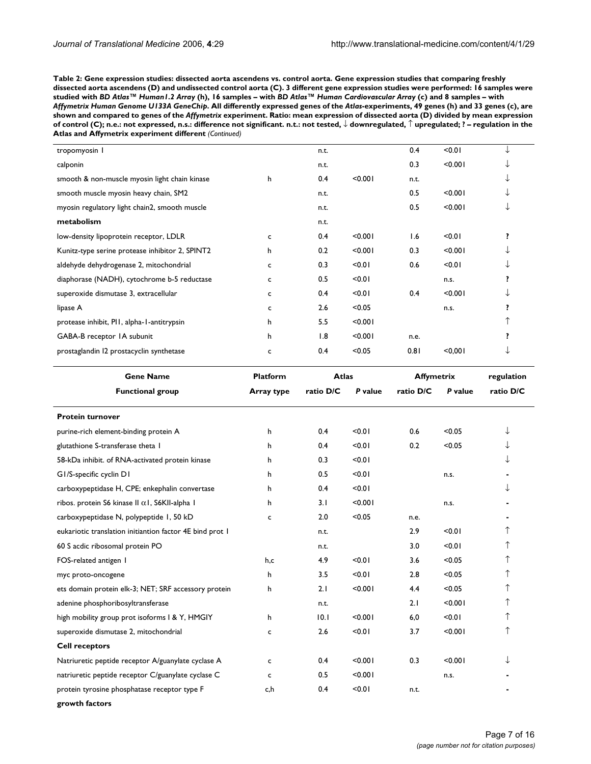**Table 2: Gene expression studies: dissected aorta ascendens vs. control aorta. Gene expression studies that comparing freshly dissected aorta ascendens (D) and undissected control aorta (C). 3 different gene expression studies were performed: 16 samples were studied with *BD Atlas™ Human1.2 Array* (h), 16 samples – with *BD Atlas™ Human Cardiovascular Array* (c) and 8 samples – with *Affymetrix Human Genome U133A GeneChip*. All differently expressed genes of the *Atlas*-experiments, 49 genes (h) and 33 genes (c), are shown and compared to genes of the *Affymetrix* experiment. Ratio: mean expression of dissected aorta (D) divided by mean expression of control (C); n.e.: not expressed, n.s.: difference not significant. n.t.: not tested, ↓ downregulated, ↑ upregulated; ? – regulation in the Atlas and Affymetrix experiment different** *(Continued)*

| Gene Name | Platform | Atlas | | Affymetrix | | regulation |
|---|---|---|---|---|---|---|
| Functional group | Array type | ratio D/C | *P* value | ratio D/C | *P* value | ratio D/C |
| tropomyosin 1 | | n.t. | | 0.4 | <0.01 | ↓ |
| calponin | | n.t. | | 0.3 | <0.001 | ↓ |
| smooth & non-muscle myosin light chain kinase | h | 0.4 | <0.001 | n.t. | | ↓ |
| smooth muscle myosin heavy chain, SM2 | | n.t. | | 0.5 | <0.001 | ↓ |
| myosin regulatory light chain2, smooth muscle | | n.t. | | 0.5 | <0.001 | ↓ |
| **metabolism** | | n.t. | | | | |
| low-density lipoprotein receptor, LDLR | c | 0.4 | <0.001 | 1.6 | <0.01 | **?** |
| Kunitz-type serine protease inhibitor 2, SPINT2 | h | 0.2 | <0.001 | 0.3 | <0.001 | ↓ |
| aldehyde dehydrogenase 2, mitochondrial | c | 0.3 | <0.01 | 0.6 | <0.01 | ↓ |
| diaphorase (NADH), cytochrome b-5 reductase | c | 0.5 | <0.01 | | n.s. | **?** |
| superoxide dismutase 3, extracellular | c | 0.4 | <0.01 | 0.4 | <0.001 | ↓ |
| lipase A | c | 2.6 | <0.05 | | n.s. | **?** |
| protease inhibit, PI1, alpha-1-antitrypsin | h | 5.5 | <0.001 | | | ↑ |
| GABA-B receptor 1A subunit | h | 1.8 | <0.001 | n.e. | | **?** |
| prostaglandin I2 prostacyclin synthetase | c | 0.4 | <0.05 | 0.81 | <0,001 | ↓ |
| **Protein turnover** | | | | | | |
| purine-rich element-binding protein A | h | 0.4 | <0.01 | 0.6 | <0.05 | ↓ |
| glutathione S-transferase theta 1 | h | 0.4 | <0.01 | 0.2 | <0.05 | ↓ |
| 58-kDa inhibit. of RNA-activated protein kinase | h | 0.3 | <0.01 | | | ↓ |
| G1/S-specific cyclin D1 | h | 0.5 | <0.01 | | n.s. | - |
| carboxypeptidase H, CPE; enkephalin convertase | h | 0.4 | <0.01 | | | ↓ |
| ribos. protein S6 kinase II α1, S6KII-alpha 1 | h | 3.1 | <0.001 | | n.s. | - |
| carboxypeptidase N, polypeptide 1, 50 kD | c | 2.0 | <0.05 | n.e. | | - |
| eukariotic translation initiantion factor 4E bind prot 1 | | n.t. | | 2.9 | <0.01 | ↑ |
| 60 S acdic ribosomal protein PO | | n.t. | | 3.0 | <0.01 | ↑ |
| FOS-related antigen 1 | h,c | 4.9 | <0.01 | 3.6 | <0.05 | ↑ |
| myc proto-oncogene | h | 3.5 | <0.01 | 2.8 | <0.05 | ↑ |
| ets domain protein elk-3; NET; SRF accessory protein | h | 2.1 | <0.001 | 4.4 | <0.05 | ↑ |
| adenine phosphoribosyltransferase | | n.t. | | 2.1 | <0.001 | ↑ |
| high mobility group prot isoforms I & Y, HMGIY | h | 10.1 | <0.001 | 6,0 | <0.01 | ↑ |
| superoxide dismutase 2, mitochondrial | c | 2.6 | <0.01 | 3.7 | <0.001 | ↑ |
| **Cell receptors** | | | | | | |
| Natriuretic peptide receptor A/guanylate cyclase A | c | 0.4 | <0.001 | 0.3 | <0.001 | ↓ |
| natriuretic peptide receptor C/guanylate cyclase C | c | 0.5 | <0.001 | | n.s. | - |
| protein tyrosine phosphatase receptor type F | c,h | 0.4 | <0.01 | n.t. | | - |
| **growth factors** | | | | | | |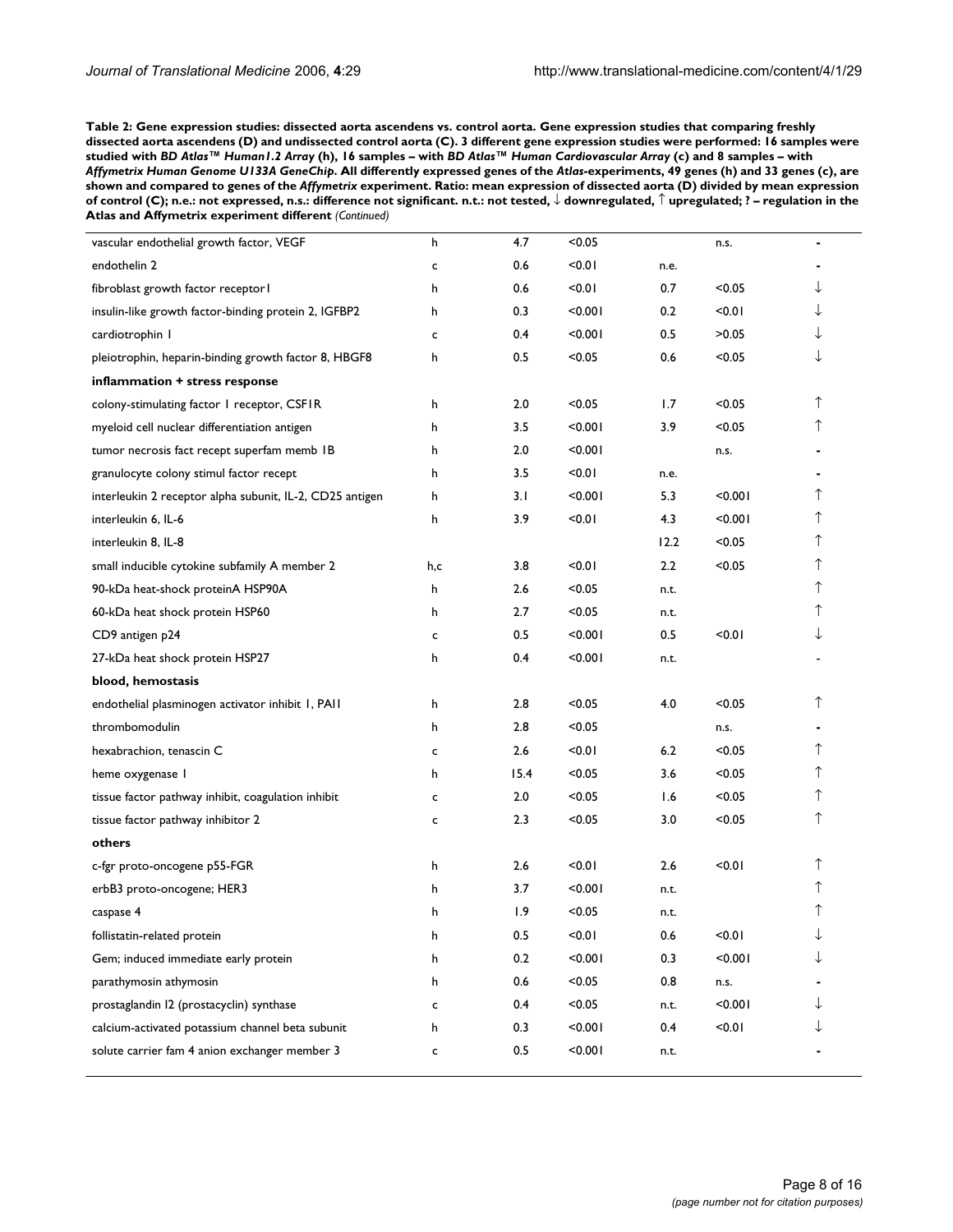**Table 2: Gene expression studies: dissected aorta ascendens vs. control aorta. Gene expression studies that comparing freshly dissected aorta ascendens (D) and undissected control aorta (C). 3 different gene expression studies were performed: 16 samples were studied with *BD Atlas™ Human1.2 Array* (h), 16 samples – with *BD Atlas™ Human Cardiovascular Array* (c) and 8 samples – with *Affymetrix Human Genome U133A GeneChip*. All differently expressed genes of the *Atlas*-experiments, 49 genes (h) and 33 genes (c), are shown and compared to genes of the *Affymetrix* experiment. Ratio: mean expression of dissected aorta (D) divided by mean expression of control (C); n.e.: not expressed, n.s.: difference not significant. n.t.: not tested, ↓ downregulated, ↑ upregulated; ? – regulation in the Atlas and Affymetrix experiment different** *(Continued)*

| | | | | | | |
|---|---|---|---|---|---|---|
| vascular endothelial growth factor, VEGF | h | 4.7 | <0.05 | | n.s. | - |
| endothelin 2 | c | 0.6 | <0.01 | n.e. | | - |
| fibroblast growth factor receptor1 | h | 0.6 | <0.01 | 0.7 | <0.05 | ↓ |
| insulin-like growth factor-binding protein 2, IGFBP2 | h | 0.3 | <0.001 | 0.2 | <0.01 | ↓ |
| cardiotrophin 1 | c | 0.4 | <0.001 | 0.5 | >0.05 | ↓ |
| pleiotrophin, heparin-binding growth factor 8, HBGF8 | h | 0.5 | <0.05 | 0.6 | <0.05 | ↓ |
| **inflammation + stress response** | | | | | | |
| colony-stimulating factor 1 receptor, CSF1R | h | 2.0 | <0.05 | 1.7 | <0.05 | ↑ |
| myeloid cell nuclear differentiation antigen | h | 3.5 | <0.001 | 3.9 | <0.05 | ↑ |
| tumor necrosis fact recept superfam memb 1B | h | 2.0 | <0.001 | | n.s. | - |
| granulocyte colony stimul factor recept | h | 3.5 | <0.01 | n.e. | | - |
| interleukin 2 receptor alpha subunit, IL-2, CD25 antigen | h | 3.1 | <0.001 | 5.3 | <0.001 | ↑ |
| interleukin 6, IL-6 | h | 3.9 | <0.01 | 4.3 | <0.001 | ↑ |
| interleukin 8, IL-8 | | | | 12.2 | <0.05 | ↑ |
| small inducible cytokine subfamily A member 2 | h,c | 3.8 | <0.01 | 2.2 | <0.05 | ↑ |
| 90-kDa heat-shock proteinA HSP90A | h | 2.6 | <0.05 | n.t. | | ↑ |
| 60-kDa heat shock protein HSP60 | h | 2.7 | <0.05 | n.t. | | ↑ |
| CD9 antigen p24 | c | 0.5 | <0.001 | 0.5 | <0.01 | ↓ |
| 27-kDa heat shock protein HSP27 | h | 0.4 | <0.001 | n.t. | | - |
| **blood, hemostasis** | | | | | | |
| endothelial plasminogen activator inhibit 1, PAI1 | h | 2.8 | <0.05 | 4.0 | <0.05 | ↑ |
| thrombomodulin | h | 2.8 | <0.05 | | n.s. | - |
| hexabrachion, tenascin C | c | 2.6 | <0.01 | 6.2 | <0.05 | ↑ |
| heme oxygenase 1 | h | 15.4 | <0.05 | 3.6 | <0.05 | ↑ |
| tissue factor pathway inhibit, coagulation inhibit | c | 2.0 | <0.05 | 1.6 | <0.05 | ↑ |
| tissue factor pathway inhibitor 2 | c | 2.3 | <0.05 | 3.0 | <0.05 | ↑ |
| **others** | | | | | | |
| c-fgr proto-oncogene p55-FGR | h | 2.6 | <0.01 | 2.6 | <0.01 | ↑ |
| erbB3 proto-oncogene; HER3 | h | 3.7 | <0.001 | n.t. | | ↑ |
| caspase 4 | h | 1.9 | <0.05 | n.t. | | ↑ |
| follistatin-related protein | h | 0.5 | <0.01 | 0.6 | <0.01 | ↓ |
| Gem; induced immediate early protein | h | 0.2 | <0.001 | 0.3 | <0.001 | ↓ |
| parathymosin athymosin | h | 0.6 | <0.05 | 0.8 | n.s. | - |
| prostaglandin I2 (prostacyclin) synthase | c | 0.4 | <0.05 | n.t. | <0.001 | ↓ |
| calcium-activated potassium channel beta subunit | h | 0.3 | <0.001 | 0.4 | <0.01 | ↓ |
| solute carrier fam 4 anion exchanger member 3 | c | 0.5 | <0.001 | n.t. | | - |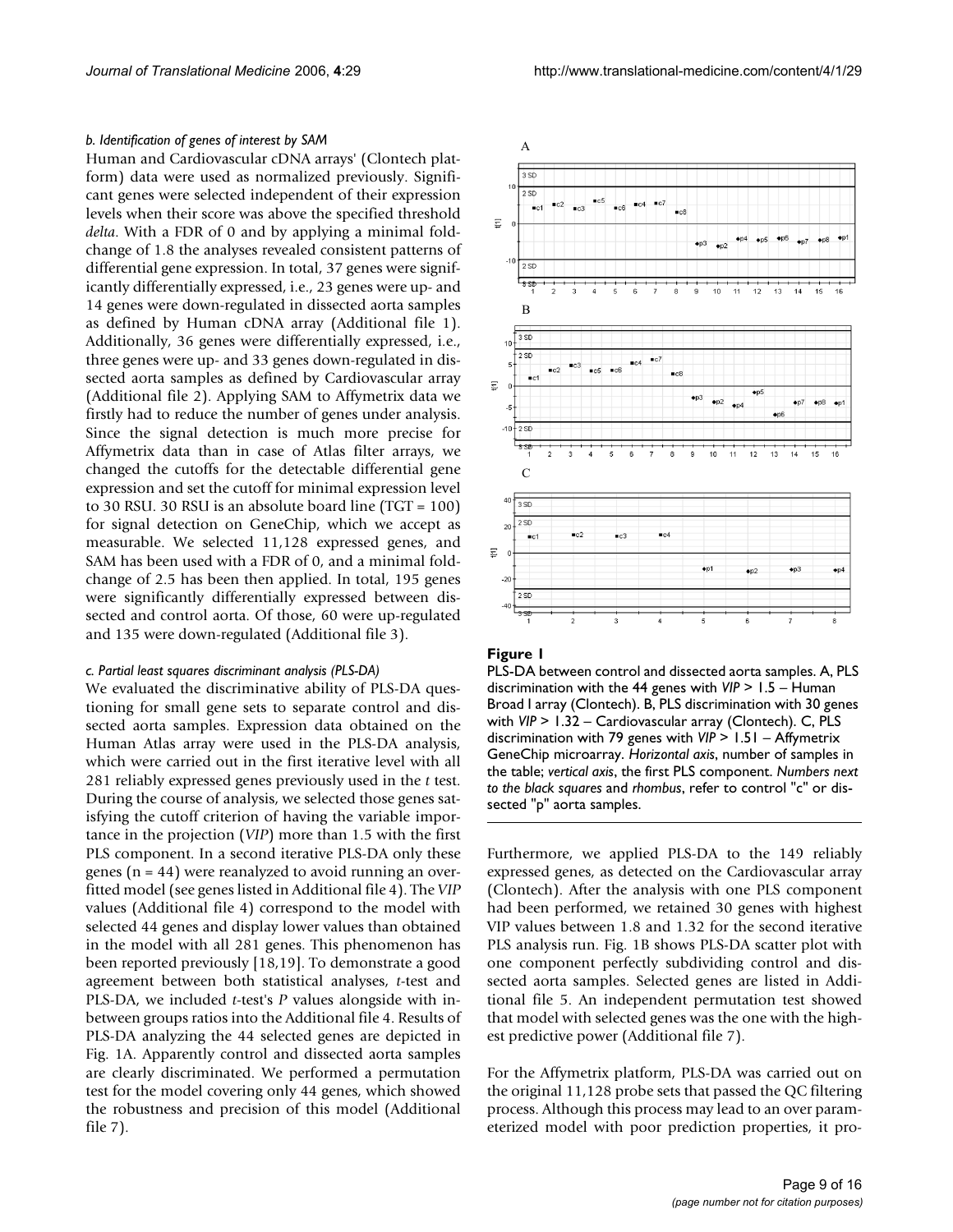*b. Identification of genes of interest by SAM*

Human and Cardiovascular cDNA arrays' (Clontech platform) data were used as normalized previously. Significant genes were selected independent of their expression levels when their score was above the specified threshold *delta*. With a FDR of 0 and by applying a minimal fold-change of 1.8 the analyses revealed consistent patterns of differential gene expression. In total, 37 genes were significantly differentially expressed, i.e., 23 genes were up- and 14 genes were down-regulated in dissected aorta samples as defined by Human cDNA array (Additional file 1). Additionally, 36 genes were differentially expressed, i.e., three genes were up- and 33 genes down-regulated in dissected aorta samples as defined by Cardiovascular array (Additional file 2). Applying SAM to Affymetrix data we firstly had to reduce the number of genes under analysis. Since the signal detection is much more precise for Affymetrix data than in case of Atlas filter arrays, we changed the cutoffs for the detectable differential gene expression and set the cutoff for minimal expression level to 30 RSU. 30 RSU is an absolute board line (TGT = 100) for signal detection on GeneChip, which we accept as measurable. We selected 11,128 expressed genes, and SAM has been used with a FDR of 0, and a minimal fold-change of 2.5 has been then applied. In total, 195 genes were significantly differentially expressed between dissected and control aorta. Of those, 60 were up-regulated and 135 were down-regulated (Additional file 3).

*c. Partial least squares discriminant analysis (PLS-DA)*

We evaluated the discriminative ability of PLS-DA questioning for small gene sets to separate control and dissected aorta samples. Expression data obtained on the Human Atlas array were used in the PLS-DA analysis, which were carried out in the first iterative level with all 281 reliably expressed genes previously used in the *t* test. During the course of analysis, we selected those genes satisfying the cutoff criterion of having the variable importance in the projection (*VIP*) more than 1.5 with the first PLS component. In a second iterative PLS-DA only these genes (n = 44) were reanalyzed to avoid running an overfitted model (see genes listed in Additional file 4). The *VIP* values (Additional file 4) correspond to the model with selected 44 genes and display lower values than obtained in the model with all 281 genes. This phenomenon has been reported previously [18,19]. To demonstrate a good agreement between both statistical analyses, *t*-test and PLS-DA, we included *t*-test's *P* values alongside with in-between groups ratios into the Additional file 4. Results of PLS-DA analyzing the 44 selected genes are depicted in Fig. 1A. Apparently control and dissected aorta samples are clearly discriminated. We performed a permutation test for the model covering only 44 genes, which showed the robustness and precision of this model (Additional file 7).

**Figure 1**

PLS-DA between control and dissected aorta samples. A, PLS discrimination with the 44 genes with *VIP* > 1.5 – Human Broad I array (Clontech). B, PLS discrimination with 30 genes with *VIP* > 1.32 – Cardiovascular array (Clontech). C, PLS discrimination with 79 genes with *VIP* > 1.51 – Affymetrix GeneChip microarray. *Horizontal axis*, number of samples in the table; *vertical axis*, the first PLS component. *Numbers next to the black squares* and *rhombus*, refer to control "c" or dissected "p" aorta samples.

Furthermore, we applied PLS-DA to the 149 reliably expressed genes, as detected on the Cardiovascular array (Clontech). After the analysis with one PLS component had been performed, we retained 30 genes with highest VIP values between 1.8 and 1.32 for the second iterative PLS analysis run. Fig. 1B shows PLS-DA scatter plot with one component perfectly subdividing control and dissected aorta samples. Selected genes are listed in Additional file 5. An independent permutation test showed that model with selected genes was the one with the highest predictive power (Additional file 7).

For the Affymetrix platform, PLS-DA was carried out on the original 11,128 probe sets that passed the QC filtering process. Although this process may lead to an over parameterized model with poor prediction properties, it pro-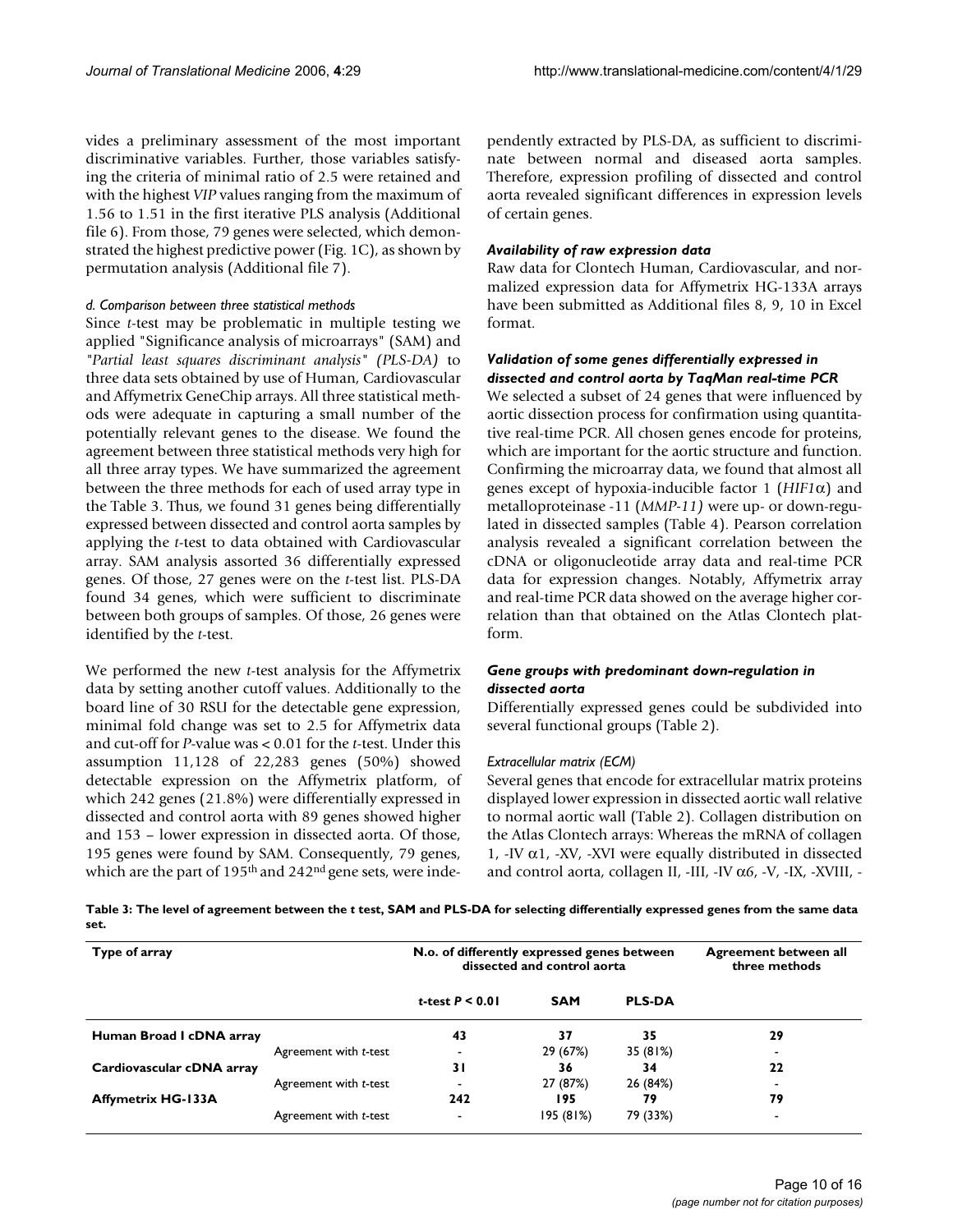vides a preliminary assessment of the most important discriminative variables. Further, those variables satisfying the criteria of minimal ratio of 2.5 were retained and with the highest *VIP* values ranging from the maximum of 1.56 to 1.51 in the first iterative PLS analysis (Additional file 6). From those, 79 genes were selected, which demonstrated the highest predictive power (Fig. 1C), as shown by permutation analysis (Additional file 7).

#### *d. Comparison between three statistical methods*

Since *t*-test may be problematic in multiple testing we applied "Significance analysis of microarrays" (SAM) and *"Partial least squares discriminant analysis" (PLS-DA)* to three data sets obtained by use of Human, Cardiovascular and Affymetrix GeneChip arrays. All three statistical methods were adequate in capturing a small number of the potentially relevant genes to the disease. We found the agreement between three statistical methods very high for all three array types. We have summarized the agreement between the three methods for each of used array type in the Table 3. Thus, we found 31 genes being differentially expressed between dissected and control aorta samples by applying the *t*-test to data obtained with Cardiovascular array. SAM analysis assorted 36 differentially expressed genes. Of those, 27 genes were on the *t*-test list. PLS-DA found 34 genes, which were sufficient to discriminate between both groups of samples. Of those, 26 genes were identified by the *t*-test.

We performed the new *t*-test analysis for the Affymetrix data by setting another cutoff values. Additionally to the board line of 30 RSU for the detectable gene expression, minimal fold change was set to 2.5 for Affymetrix data and cut-off for *P*-value was < 0.01 for the *t*-test. Under this assumption 11,128 of 22,283 genes (50%) showed detectable expression on the Affymetrix platform, of which 242 genes (21.8%) were differentially expressed in dissected and control aorta with 89 genes showed higher and 153 – lower expression in dissected aorta. Of those, 195 genes were found by SAM. Consequently, 79 genes, which are the part of 195th and 242nd gene sets, were independently extracted by PLS-DA, as sufficient to discriminate between normal and diseased aorta samples. Therefore, expression profiling of dissected and control aorta revealed significant differences in expression levels of certain genes.

### *Availability of raw expression data*

Raw data for Clontech Human, Cardiovascular, and normalized expression data for Affymetrix HG-133A arrays have been submitted as Additional files 8, 9, 10 in Excel format.

### *Validation of some genes differentially expressed in dissected and control aorta by TaqMan real-time PCR*

We selected a subset of 24 genes that were influenced by aortic dissection process for confirmation using quantitative real-time PCR. All chosen genes encode for proteins, which are important for the aortic structure and function. Confirming the microarray data, we found that almost all genes except of hypoxia-inducible factor 1 (*HIF1*$\alpha$) and metalloproteinase -11 (*MMP-11)* were up- or down-regulated in dissected samples (Table 4). Pearson correlation analysis revealed a significant correlation between the cDNA or oligonucleotide array data and real-time PCR data for expression changes. Notably, Affymetrix array and real-time PCR data showed on the average higher correlation than that obtained on the Atlas Clontech platform.

### *Gene groups with predominant down-regulation in dissected aorta*

Differentially expressed genes could be subdivided into several functional groups (Table 2).

#### *Extracellular matrix (ECM)*

Several genes that encode for extracellular matrix proteins displayed lower expression in dissected aortic wall relative to normal aortic wall (Table 2). Collagen distribution on the Atlas Clontech arrays: Whereas the mRNA of collagen 1, -IV $\alpha$1, -XV, -XVI were equally distributed in dissected and control aorta, collagen II, -III, -IV $\alpha$6, -V, -IX, -XVIII, -

**Table 3: The level of agreement between the *t* test, SAM and PLS-DA for selecting differentially expressed genes from the same data set.**

| Type of array | | N.o. of differently expressed genes between dissected and control aorta | | | Agreement between all three methods |
|---|---|---|---|---|---|
| | | *t*-test $P < 0.01$ | SAM | PLS-DA | |
| **Human Broad I cDNA array** | | **43** | **37** | **35** | **29** |
| | Agreement with *t*-test | - | 29 (67%) | 35 (81%) | - |
| **Cardiovascular cDNA array** | | **31** | **36** | **34** | **22** |
| | Agreement with *t*-test | - | 27 (87%) | 26 (84%) | - |
| **Affymetrix HG-133A** | | **242** | **195** | **79** | **79** |
| | Agreement with *t*-test | - | 195 (81%) | 79 (33%) | - |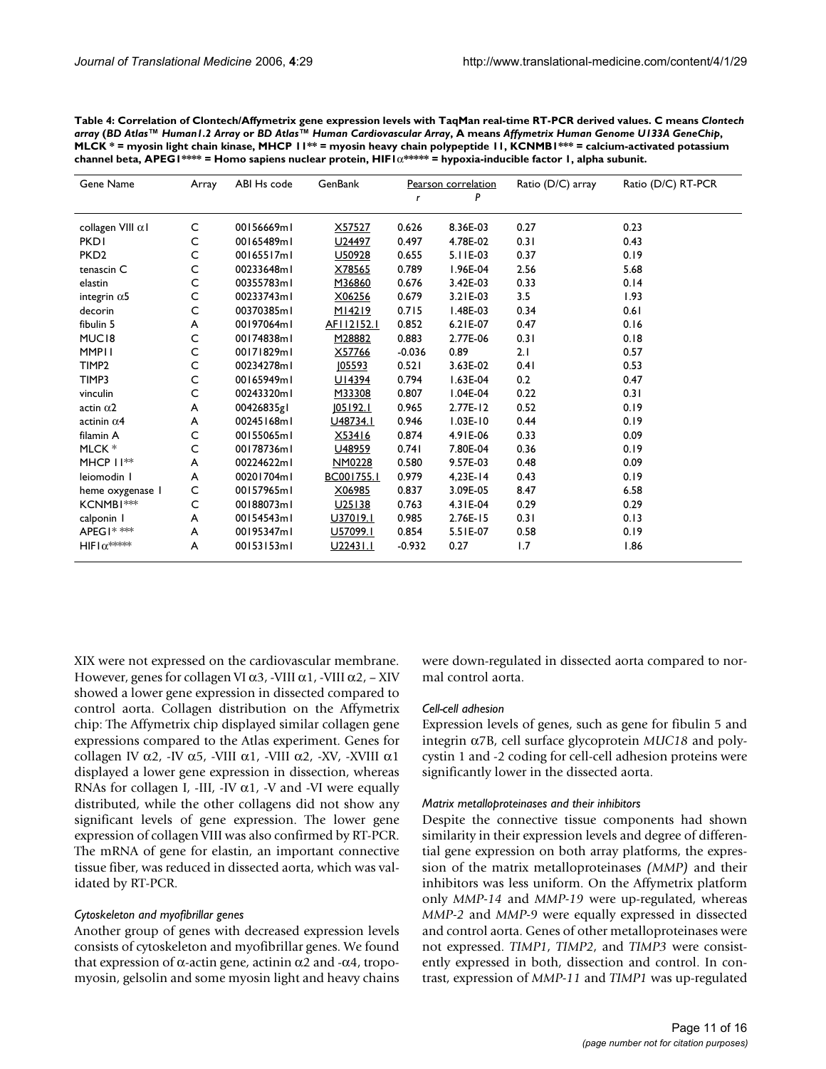**Table 4: Correlation of Clontech/Affymetrix gene expression levels with TaqMan real-time RT-PCR derived values. C means *Clontech array* (*BD Atlas™ Human1.2 Array* or *BD Atlas™ Human Cardiovascular Array*, A means *Affymetrix Human Genome U133A GeneChip*, MLCK * = myosin light chain kinase, MHCP 11** = myosin heavy chain polypeptide 11, KCNMB1*** = calcium-activated potassium channel beta, APEG1**** = Homo sapiens nuclear protein, HIF1α***** = hypoxia-inducible factor 1, alpha subunit.**

| Gene Name | Array | ABI Hs code | GenBank | Pearson correlation | | Ratio (D/C) array | Ratio (D/C) RT-PCR |
|---|---|---|---|---|---|---|---|
| | | | | *r* | *P* | | |
| collagen VIII α1 | C | 00156669m1 | X57527 | 0.626 | 8.36E-03 | 0.27 | 0.23 |
| PKD1 | C | 00165489m1 | U24497 | 0.497 | 4.78E-02 | 0.31 | 0.43 |
| PKD2 | C | 00165517m1 | U50928 | 0.655 | 5.11E-03 | 0.37 | 0.19 |
| tenascin C | C | 00233648m1 | X78565 | 0.789 | 1.96E-04 | 2.56 | 5.68 |
| elastin | C | 00355783m1 | M36860 | 0.676 | 3.42E-03 | 0.33 | 0.14 |
| integrin α5 | C | 00233743m1 | X06256 | 0.679 | 3.21E-03 | 3.5 | 1.93 |
| decorin | C | 00370385m1 | M14219 | 0.715 | 1.48E-03 | 0.34 | 0.61 |
| fibulin 5 | A | 00197064m1 | AF112152.1 | 0.852 | 6.21E-07 | 0.47 | 0.16 |
| MUC18 | C | 00174838m1 | M28882 | 0.883 | 2.77E-06 | 0.31 | 0.18 |
| MMP11 | C | 00171829m1 | X57766 | -0.036 | 0.89 | 2.1 | 0.57 |
| TIMP2 | C | 00234278m1 | J05593 | 0.521 | 3.63E-02 | 0.41 | 0.53 |
| TIMP3 | C | 00165949m1 | U14394 | 0.794 | 1.63E-04 | 0.2 | 0.47 |
| vinculin | C | 00243320m1 | M33308 | 0.807 | 1.04E-04 | 0.22 | 0.31 |
| actin α2 | A | 00426835g1 | J05192.1 | 0.965 | 2.77E-12 | 0.52 | 0.19 |
| actinin α4 | A | 00245168m1 | U48734.1 | 0.946 | 1.03E-10 | 0.44 | 0.19 |
| filamin A | C | 00155065m1 | X53416 | 0.874 | 4.91E-06 | 0.33 | 0.09 |
| MLCK * | C | 00178736m1 | U48959 | 0.741 | 7.80E-04 | 0.36 | 0.19 |
| MHCP 11** | A | 00224622m1 | NM0228 | 0.580 | 9.57E-03 | 0.48 | 0.09 |
| leiomodin 1 | A | 00201704m1 | BC001755.1 | 0.979 | 4,23E-14 | 0.43 | 0.19 |
| heme oxygenase 1 | C | 00157965m1 | X06985 | 0.837 | 3.09E-05 | 8.47 | 6.58 |
| KCNMB1*** | C | 00188073m1 | U25138 | 0.763 | 4.31E-04 | 0.29 | 0.29 |
| calponin 1 | A | 00154543m1 | U37019.1 | 0.985 | 2.76E-15 | 0.31 | 0.13 |
| APEG1**** | A | 00195347m1 | U57099.1 | 0.854 | 5.51E-07 | 0.58 | 0.19 |
| HIF1α***** | A | 00153153m1 | U22431.1 | -0.932 | 0.27 | 1.7 | 1.86 |

XIX were not expressed on the cardiovascular membrane. However, genes for collagen VI α3, -VIII α1, -VIII α2, – XIV showed a lower gene expression in dissected compared to control aorta. Collagen distribution on the Affymetrix chip: The Affymetrix chip displayed similar collagen gene expressions compared to the Atlas experiment. Genes for collagen IV α2, -IV α5, -VIII α1, -VIII α2, -XV, -XVIII α1 displayed a lower gene expression in dissection, whereas RNAs for collagen I, -III, -IV α1, -V and -VI were equally distributed, while the other collagens did not show any significant levels of gene expression. The lower gene expression of collagen VIII was also confirmed by RT-PCR. The mRNA of gene for elastin, an important connective tissue fiber, was reduced in dissected aorta, which was validated by RT-PCR.

#### *Cytoskeleton and myofibrillar genes*

Another group of genes with decreased expression levels consists of cytoskeleton and myofibrillar genes. We found that expression of α-actin gene, actinin α2 and -α4, tropomyosin, gelsolin and some myosin light and heavy chains were down-regulated in dissected aorta compared to normal control aorta.

#### *Cell-cell adhesion*

Expression levels of genes, such as gene for fibulin 5 and integrin α7B, cell surface glycoprotein *MUC18* and polycystin 1 and -2 coding for cell-cell adhesion proteins were significantly lower in the dissected aorta.

#### *Matrix metalloproteinases and their inhibitors*

Despite the connective tissue components had shown similarity in their expression levels and degree of differential gene expression on both array platforms, the expression of the matrix metalloproteinases *(MMP)* and their inhibitors was less uniform. On the Affymetrix platform only *MMP-14* and *MMP-19* were up-regulated, whereas *MMP-2* and *MMP-9* were equally expressed in dissected and control aorta. Genes of other metalloproteinases were not expressed. *TIMP1*, *TIMP2*, and *TIMP3* were consistently expressed in both, dissection and control. In contrast, expression of *MMP-11* and *TIMP1* was up-regulated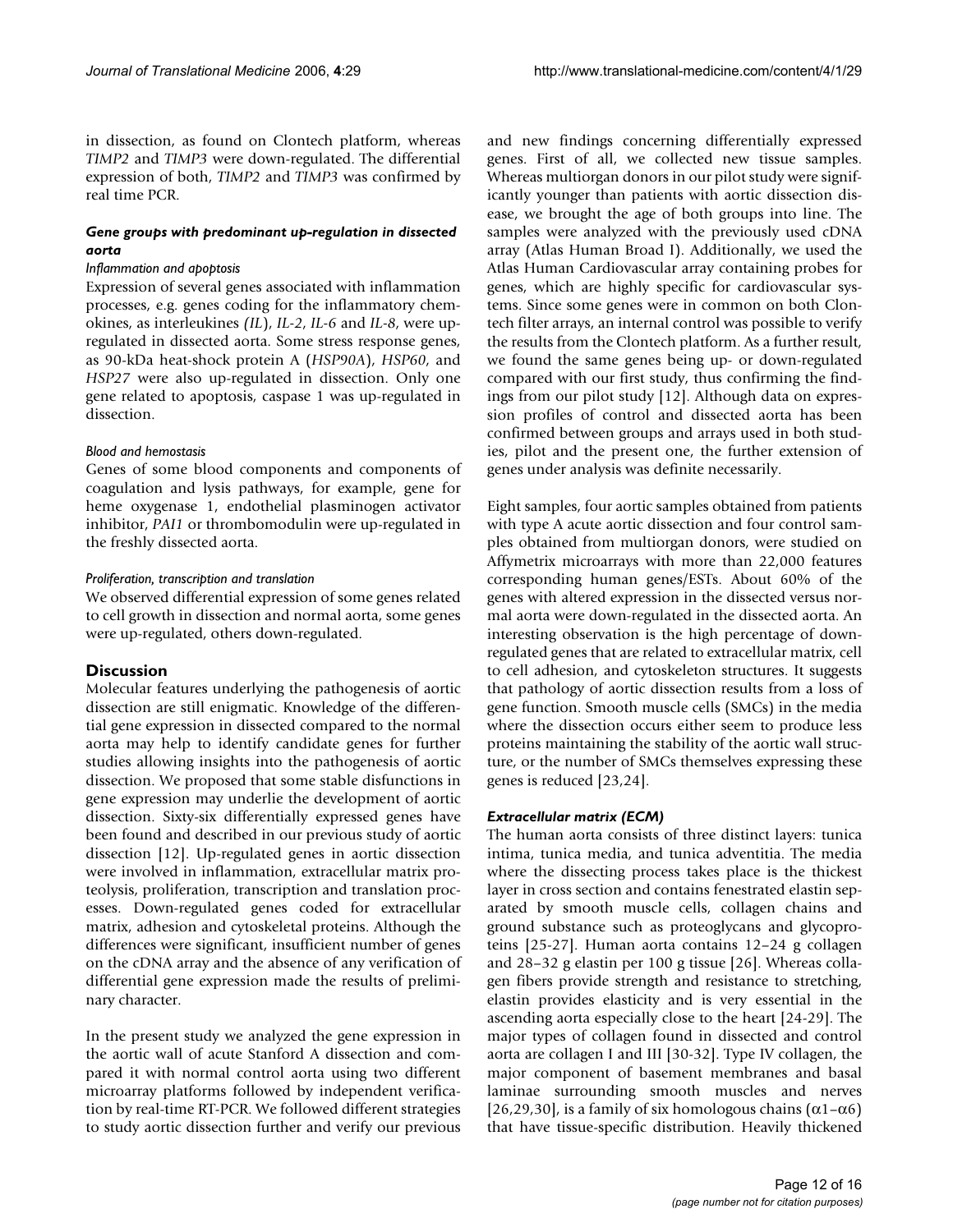in dissection, as found on Clontech platform, whereas *TIMP2* and *TIMP3* were down-regulated. The differential expression of both, *TIMP2* and *TIMP3* was confirmed by real time PCR.

### *Gene groups with predominant up-regulation in dissected aorta*

#### *Inflammation and apoptosis*

Expression of several genes associated with inflammation processes, e.g. genes coding for the inflammatory chemokines, as interleukines *(IL*), *IL-2*, *IL-6* and *IL-8*, were up-regulated in dissected aorta. Some stress response genes, as 90-kDa heat-shock protein A (*HSP90A*), *HSP60*, and *HSP27* were also up-regulated in dissection. Only one gene related to apoptosis, caspase 1 was up-regulated in dissection.

#### *Blood and hemostasis*

Genes of some blood components and components of coagulation and lysis pathways, for example, gene for heme oxygenase 1, endothelial plasminogen activator inhibitor, *PAI1* or thrombomodulin were up-regulated in the freshly dissected aorta.

#### *Proliferation, transcription and translation*

We observed differential expression of some genes related to cell growth in dissection and normal aorta, some genes were up-regulated, others down-regulated.

## Discussion

Molecular features underlying the pathogenesis of aortic dissection are still enigmatic. Knowledge of the differential gene expression in dissected compared to the normal aorta may help to identify candidate genes for further studies allowing insights into the pathogenesis of aortic dissection. We proposed that some stable disfunctions in gene expression may underlie the development of aortic dissection. Sixty-six differentially expressed genes have been found and described in our previous study of aortic dissection [12]. Up-regulated genes in aortic dissection were involved in inflammation, extracellular matrix proteolysis, proliferation, transcription and translation processes. Down-regulated genes coded for extracellular matrix, adhesion and cytoskeletal proteins. Although the differences were significant, insufficient number of genes on the cDNA array and the absence of any verification of differential gene expression made the results of preliminary character.

In the present study we analyzed the gene expression in the aortic wall of acute Stanford A dissection and compared it with normal control aorta using two different microarray platforms followed by independent verification by real-time RT-PCR. We followed different strategies to study aortic dissection further and verify our previous and new findings concerning differentially expressed genes. First of all, we collected new tissue samples. Whereas multiorgan donors in our pilot study were significantly younger than patients with aortic dissection disease, we brought the age of both groups into line. The samples were analyzed with the previously used cDNA array (Atlas Human Broad I). Additionally, we used the Atlas Human Cardiovascular array containing probes for genes, which are highly specific for cardiovascular systems. Since some genes were in common on both Clontech filter arrays, an internal control was possible to verify the results from the Clontech platform. As a further result, we found the same genes being up- or down-regulated compared with our first study, thus confirming the findings from our pilot study [12]. Although data on expression profiles of control and dissected aorta has been confirmed between groups and arrays used in both studies, pilot and the present one, the further extension of genes under analysis was definite necessarily.

Eight samples, four aortic samples obtained from patients with type A acute aortic dissection and four control samples obtained from multiorgan donors, were studied on Affymetrix microarrays with more than 22,000 features corresponding human genes/ESTs. About 60% of the genes with altered expression in the dissected versus normal aorta were down-regulated in the dissected aorta. An interesting observation is the high percentage of down-regulated genes that are related to extracellular matrix, cell to cell adhesion, and cytoskeleton structures. It suggests that pathology of aortic dissection results from a loss of gene function. Smooth muscle cells (SMCs) in the media where the dissection occurs either seem to produce less proteins maintaining the stability of the aortic wall structure, or the number of SMCs themselves expressing these genes is reduced [23,24].

### *Extracellular matrix (ECM)*

The human aorta consists of three distinct layers: tunica intima, tunica media, and tunica adventitia. The media where the dissecting process takes place is the thickest layer in cross section and contains fenestrated elastin separated by smooth muscle cells, collagen chains and ground substance such as proteoglycans and glycoproteins [25-27]. Human aorta contains 12–24 g collagen and 28–32 g elastin per 100 g tissue [26]. Whereas collagen fibers provide strength and resistance to stretching, elastin provides elasticity and is very essential in the ascending aorta especially close to the heart [24-29]. The major types of collagen found in dissected and control aorta are collagen I and III [30-32]. Type IV collagen, the major component of basement membranes and basal laminae surrounding smooth muscles and nerves [26,29,30], is a family of six homologous chains ($\alpha1$–$\alpha6$) that have tissue-specific distribution. Heavily thickened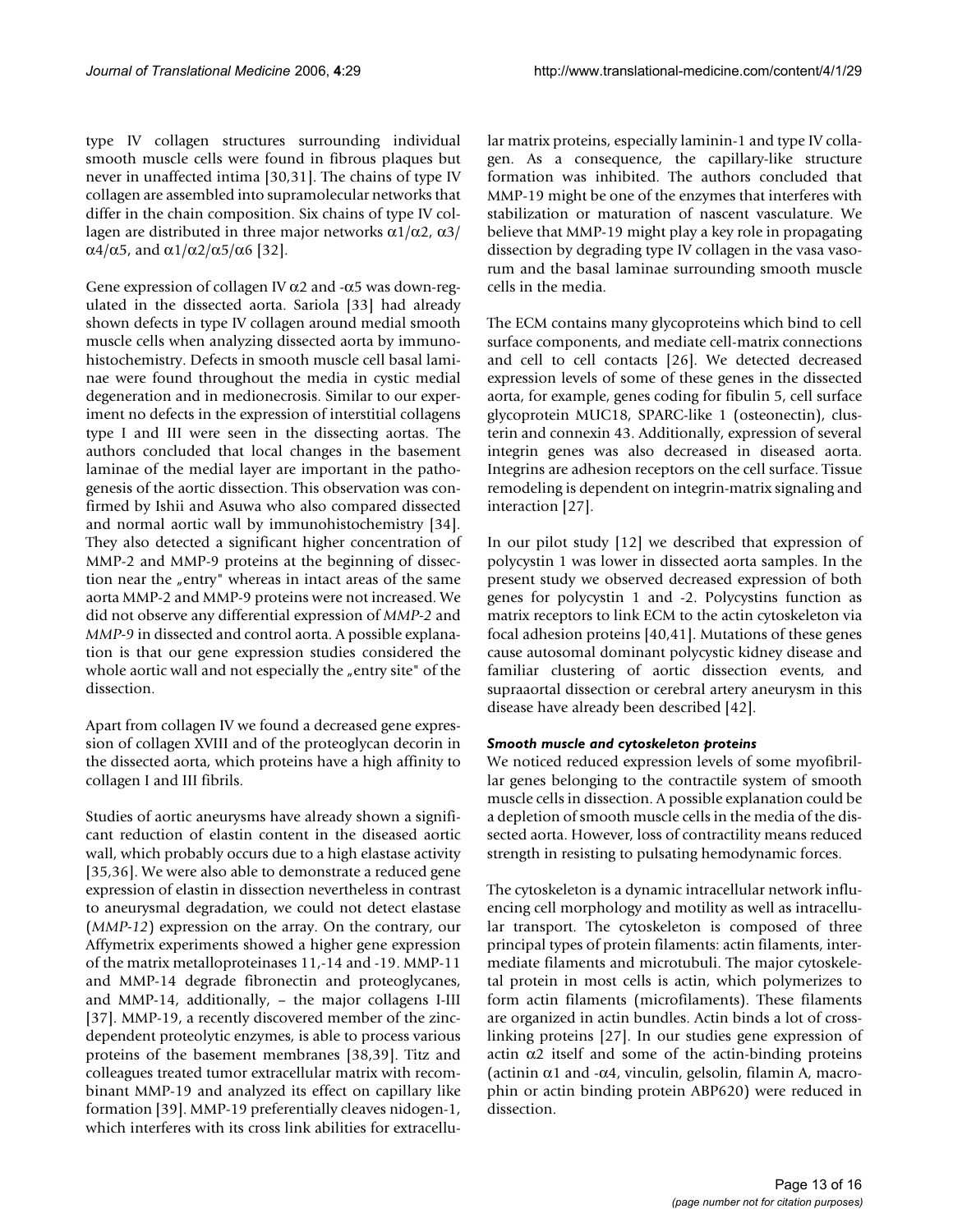type IV collagen structures surrounding individual smooth muscle cells were found in fibrous plaques but never in unaffected intima [30,31]. The chains of type IV collagen are assembled into supramolecular networks that differ in the chain composition. Six chains of type IV collagen are distributed in three major networks $\alpha1/\alpha2$, $\alpha3/\alpha4/\alpha5$, and $\alpha1/\alpha2/\alpha5/\alpha6$ [32].

Gene expression of collagen IV $\alpha2$ and -$\alpha5$ was down-regulated in the dissected aorta. Sariola [33] had already shown defects in type IV collagen around medial smooth muscle cells when analyzing dissected aorta by immunohistochemistry. Defects in smooth muscle cell basal laminae were found throughout the media in cystic medial degeneration and in medionecrosis. Similar to our experiment no defects in the expression of interstitial collagens type I and III were seen in the dissecting aortas. The authors concluded that local changes in the basement laminae of the medial layer are important in the pathogenesis of the aortic dissection. This observation was confirmed by Ishii and Asuwa who also compared dissected and normal aortic wall by immunohistochemistry [34]. They also detected a significant higher concentration of MMP-2 and MMP-9 proteins at the beginning of dissection near the „entry" whereas in intact areas of the same aorta MMP-2 and MMP-9 proteins were not increased. We did not observe any differential expression of *MMP-2* and *MMP-9* in dissected and control aorta. A possible explanation is that our gene expression studies considered the whole aortic wall and not especially the „entry site" of the dissection.

Apart from collagen IV we found a decreased gene expression of collagen XVIII and of the proteoglycan decorin in the dissected aorta, which proteins have a high affinity to collagen I and III fibrils.

Studies of aortic aneurysms have already shown a significant reduction of elastin content in the diseased aortic wall, which probably occurs due to a high elastase activity [35,36]. We were also able to demonstrate a reduced gene expression of elastin in dissection nevertheless in contrast to aneurysmal degradation, we could not detect elastase (*MMP-12*) expression on the array. On the contrary, our Affymetrix experiments showed a higher gene expression of the matrix metalloproteinases 11,-14 and -19. MMP-11 and MMP-14 degrade fibronectin and proteoglycanes, and MMP-14, additionally, – the major collagens I-III [37]. MMP-19, a recently discovered member of the zinc-dependent proteolytic enzymes, is able to process various proteins of the basement membranes [38,39]. Titz and colleagues treated tumor extracellular matrix with recombinant MMP-19 and analyzed its effect on capillary like formation [39]. MMP-19 preferentially cleaves nidogen-1, which interferes with its cross link abilities for extracellular matrix proteins, especially laminin-1 and type IV collagen. As a consequence, the capillary-like structure formation was inhibited. The authors concluded that MMP-19 might be one of the enzymes that interferes with stabilization or maturation of nascent vasculature. We believe that MMP-19 might play a key role in propagating dissection by degrading type IV collagen in the vasa vasorum and the basal laminae surrounding smooth muscle cells in the media.

The ECM contains many glycoproteins which bind to cell surface components, and mediate cell-matrix connections and cell to cell contacts [26]. We detected decreased expression levels of some of these genes in the dissected aorta, for example, genes coding for fibulin 5, cell surface glycoprotein MUC18, SPARC-like 1 (osteonectin), clusterin and connexin 43. Additionally, expression of several integrin genes was also decreased in diseased aorta. Integrins are adhesion receptors on the cell surface. Tissue remodeling is dependent on integrin-matrix signaling and interaction [27].

In our pilot study [12] we described that expression of polycystin 1 was lower in dissected aorta samples. In the present study we observed decreased expression of both genes for polycystin 1 and -2. Polycystins function as matrix receptors to link ECM to the actin cytoskeleton via focal adhesion proteins [40,41]. Mutations of these genes cause autosomal dominant polycystic kidney disease and familiar clustering of aortic dissection events, and supraaortal dissection or cerebral artery aneurysm in this disease have already been described [42].

### *Smooth muscle and cytoskeleton proteins*

We noticed reduced expression levels of some myofibrillar genes belonging to the contractile system of smooth muscle cells in dissection. A possible explanation could be a depletion of smooth muscle cells in the media of the dissected aorta. However, loss of contractility means reduced strength in resisting to pulsating hemodynamic forces.

The cytoskeleton is a dynamic intracellular network influencing cell morphology and motility as well as intracellular transport. The cytoskeleton is composed of three principal types of protein filaments: actin filaments, intermediate filaments and microtubuli. The major cytoskeletal protein in most cells is actin, which polymerizes to form actin filaments (microfilaments). These filaments are organized in actin bundles. Actin binds a lot of cross-linking proteins [27]. In our studies gene expression of actin $\alpha2$ itself and some of the actin-binding proteins (actinin $\alpha1$ and -$\alpha4$, vinculin, gelsolin, filamin A, macrophin or actin binding protein ABP620) were reduced in dissection.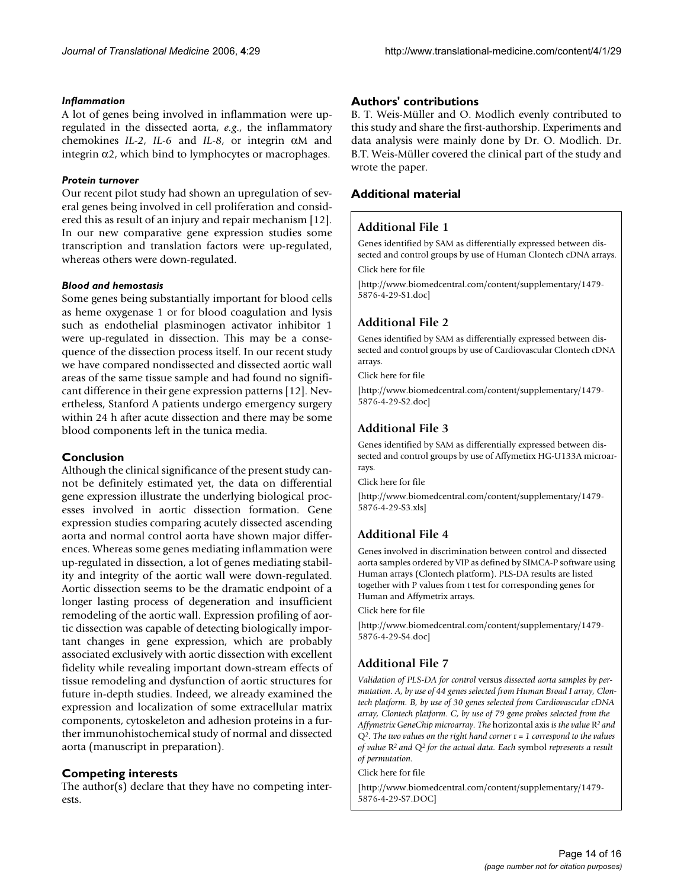#### *Inflammation*

A lot of genes being involved in inflammation were up-regulated in the dissected aorta, *e.g*., the inflammatory chemokines *IL-2*, *IL-6* and *IL-8*, or integrin αM and integrin α2, which bind to lymphocytes or macrophages.

#### *Protein turnover*

Our recent pilot study had shown an upregulation of several genes being involved in cell proliferation and considered this as result of an injury and repair mechanism [12]. In our new comparative gene expression studies some transcription and translation factors were up-regulated, whereas others were down-regulated.

#### *Blood and hemostasis*

Some genes being substantially important for blood cells as heme oxygenase 1 or for blood coagulation and lysis such as endothelial plasminogen activator inhibitor 1 were up-regulated in dissection. This may be a consequence of the dissection process itself. In our recent study we have compared nondissected and dissected aortic wall areas of the same tissue sample and had found no significant difference in their gene expression patterns [12]. Nevertheless, Stanford A patients undergo emergency surgery within 24 h after acute dissection and there may be some blood components left in the tunica media.

## Conclusion

Although the clinical significance of the present study cannot be definitely estimated yet, the data on differential gene expression illustrate the underlying biological processes involved in aortic dissection formation. Gene expression studies comparing acutely dissected ascending aorta and normal control aorta have shown major differences. Whereas some genes mediating inflammation were up-regulated in dissection, a lot of genes mediating stability and integrity of the aortic wall were down-regulated. Aortic dissection seems to be the dramatic endpoint of a longer lasting process of degeneration and insufficient remodeling of the aortic wall. Expression profiling of aortic dissection was capable of detecting biologically important changes in gene expression, which are probably associated exclusively with aortic dissection with excellent fidelity while revealing important down-stream effects of tissue remodeling and dysfunction of aortic structures for future in-depth studies. Indeed, we already examined the expression and localization of some extracellular matrix components, cytoskeleton and adhesion proteins in a further immunohistochemical study of normal and dissected aorta (manuscript in preparation).

## Competing interests

The author(s) declare that they have no competing interests.

## Authors' contributions

B. T. Weis-Müller and O. Modlich evenly contributed to this study and share the first-authorship. Experiments and data analysis were mainly done by Dr. O. Modlich. Dr. B.T. Weis-Müller covered the clinical part of the study and wrote the paper.

## Additional material

### Additional File 1

Genes identified by SAM as differentially expressed between dissected and control groups by use of Human Clontech cDNA arrays.

Click here for file

[http://www.biomedcentral.com/content/supplementary/1479-5876-4-29-S1.doc]

### Additional File 2

Genes identified by SAM as differentially expressed between dissected and control groups by use of Cardiovascular Clontech cDNA arrays.

Click here for file

[http://www.biomedcentral.com/content/supplementary/1479-5876-4-29-S2.doc]

### Additional File 3

Genes identified by SAM as differentially expressed between dissected and control groups by use of Affymetirx HG-U133A microarrays.

Click here for file

[http://www.biomedcentral.com/content/supplementary/1479-5876-4-29-S3.xls]

### Additional File 4

Genes involved in discrimination between control and dissected aorta samples ordered by VIP as defined by SIMCA-P software using Human arrays (Clontech platform). PLS-DA results are listed together with P values from t test for corresponding genes for Human and Affymetrix arrays.

Click here for file

[http://www.biomedcentral.com/content/supplementary/1479-5876-4-29-S4.doc]

### Additional File 7

*Validation of PLS-DA for control* versus *dissected aorta samples by permutation. A, by use of 44 genes selected from Human Broad I array, Clontech platform. B, by use of 30 genes selected from Cardiovascular cDNA array, Clontech platform. C, by use of 79 gene probes selected from the Affymetrix GeneChip microarray. The* horizontal axis *is the value* $R^2$ *and* $Q^2$*. The two values on the right hand corner* r = 1 *correspond to the values of value* $R^2$ *and* $Q^2$ *for the actual data. Each* symbol *represents a result of permutation.*

Click here for file

[http://www.biomedcentral.com/content/supplementary/1479-5876-4-29-S7.DOC]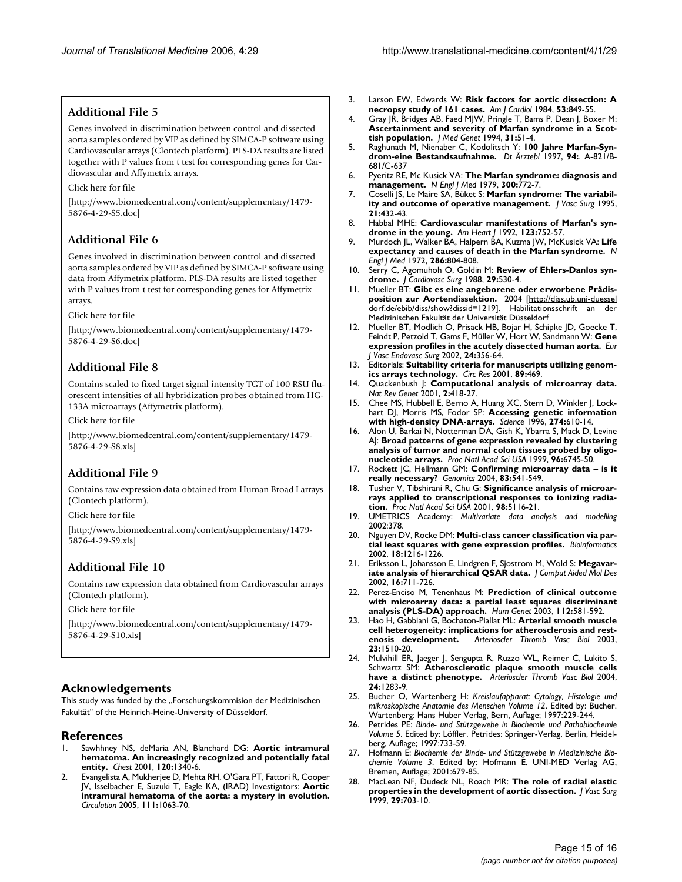## Additional File 5

Genes involved in discrimination between control and dissected aorta samples ordered by VIP as defined by SIMCA-P software using Cardiovascular arrays (Clontech platform). PLS-DA results are listed together with P values from t test for corresponding genes for Cardiovascular and Affymetrix arrays.

Click here for file

[http://www.biomedcentral.com/content/supplementary/1479-5876-4-29-S5.doc]

## Additional File 6

Genes involved in discrimination between control and dissected aorta samples ordered by VIP as defined by SIMCA-P software using data from Affymetrix platform. PLS-DA results are listed together with P values from t test for corresponding genes for Affymetrix arrays.

Click here for file

[http://www.biomedcentral.com/content/supplementary/1479-5876-4-29-S6.doc]

## Additional File 8

Contains scaled to fixed target signal intensity TGT of 100 RSU fluorescent intensities of all hybridization probes obtained from HG-133A microarrays (Affymetrix platform).

Click here for file

[http://www.biomedcentral.com/content/supplementary/1479-5876-4-29-S8.xls]

## Additional File 9

Contains raw expression data obtained from Human Broad I arrays (Clontech platform).

Click here for file

[http://www.biomedcentral.com/content/supplementary/1479-5876-4-29-S9.xls]

## Additional File 10

Contains raw expression data obtained from Cardiovascular arrays (Clontech platform).

Click here for file

[http://www.biomedcentral.com/content/supplementary/1479-5876-4-29-S10.xls]

## Acknowledgements

This study was funded by the „Forschungskommision der Medizinischen Fakultät" of the Heinrich-Heine-University of Düsseldorf.

## References

1. Sawhhney NS, deMaria AN, Blanchard DG: **Aortic intramural hematoma. An increasingly recognized and potentially fatal entity.** *Chest* 2001, **120:**1340-6.
2. Evangelista A, Mukherjee D, Mehta RH, O'Gara PT, Fattori R, Cooper JV, Isselbacher E, Suzuki T, Eagle KA, (IRAD) Investigators: **Aortic intramural hematoma of the aorta: a mystery in evolution.** *Circulation* 2005, **111:**1063-70.
3. Larson EW, Edwards W: **Risk factors for aortic dissection: A necropsy study of 161 cases.** *Am J Cardiol* 1984, **53:**849-55.
4. Gray JR, Bridges AB, Faed MJW, Pringle T, Bams P, Dean J, Boxer M: **Ascertainment and severity of Marfan syndrome in a Scottish population.** *J Med Genet* 1994, **31:**51-4.
5. Raghunath M, Nienaber C, Kodolitsch Y: **100 Jahre Marfan-Syndrom-eine Bestandsaufnahme.** *Dt Ärztebl* 1997, **94:**. A-821/B-681/C-637
6. Pyeritz RE, Mc Kusick VA: **The Marfan syndrome: diagnosis and management.** *N Engl J Med* 1979, **300:**772-7.
7. Coselli JS, Le Maire SA, Büket S: **Marfan syndrome: The variability and outcome of operative management.** *J Vasc Surg* 1995, **21:**432-43.
8. Habbal MHE: **Cardiovascular manifestations of Marfan's syndrome in the young.** *Am Heart J* 1992, **123:**752-57.
9. Murdoch JL, Walker BA, Halpern BA, Kuzma JW, McKusick VA: **Life expectancy and causes of death in the Marfan syndrome.** *N Engl J Med* 1972, **286:**804-808.
10. Serry C, Agomuoh O, Goldin M: **Review of Ehlers-Danlos syndrome.** *J Cardiovasc Surg* 1988, **29:**530-4.
11. Mueller BT: **Gibt es eine angeborene oder erworbene Prädisposition zur Aortendissektion.** 2004 [http://diss.ub.uni-duesseldorf.de/ebib/diss/show?dissid=1219]. Habilitationsschrift an der Medizinischen Fakultät der Universität Düsseldorf
12. Mueller BT, Modlich O, Prisack HB, Bojar H, Schipke JD, Goecke T, Feindt P, Petzold T, Gams F, Müller W, Hort W, Sandmann W: **Gene expression profiles in the acutely dissected human aorta.** *Eur J Vasc Endovasc Surg* 2002, **24:**356-64.
13. Editorials: **Suitability criteria for manuscripts utilizing genomics arrays technology.** *Circ Res* 2001, **89:**469.
14. Quackenbush J: **Computational analysis of microarray data.** *Nat Rev Genet* 2001, **2:**418-27.
15. Chee MS, Hubbell E, Berno A, Huang XC, Stern D, Winkler J, Lockhart DJ, Morris MS, Fodor SP: **Accessing genetic information with high-density DNA-arrays.** *Science* 1996, **274:**610-14.
16. Alon U, Barkai N, Notterman DA, Gish K, Ybarra S, Mack D, Levine AJ: **Broad patterns of gene expression revealed by clustering analysis of tumor and normal colon tissues probed by oligonucleotide arrays.** *Proc Natl Acad Sci USA* 1999, **96:**6745-50.
17. Rockett JC, Hellmann GM: **Confirming microarray data – is it really necessary?** *Genomics* 2004, **83:**541-549.
18. Tusher V, Tibshirani R, Chu G: **Significance analysis of microarrays applied to transcriptional responses to ionizing radiation.** *Proc Natl Acad Sci USA* 2001, **98:**5116-21.
19. UMETRICS Academy: *Multivariate data analysis and modelling* 2002:378.
20. Nguyen DV, Rocke DM: **Multi-class cancer classification via partial least squares with gene expression profiles.** *Bioinformatics* 2002, **18:**1216-1226.
21. Eriksson L, Johansson E, Lindgren F, Sjostrom M, Wold S: **Megavariate analysis of hierarchical QSAR data.** *J Comput Aided Mol Des* 2002, **16:**711-726.
22. Perez-Enciso M, Tenenhaus M: **Prediction of clinical outcome with microarray data: a partial least squares discriminant analysis (PLS-DA) approach.** *Hum Genet* 2003, **112:**581-592.
23. Hao H, Gabbiani G, Bochaton-Piallat ML: **Arterial smooth muscle cell heterogeneity: implications for atherosclerosis and restenosis development.** *Arterioscler Thromb Vasc Biol* 2003, **23:**1510-20.
24. Mulvihill ER, Jaeger J, Sengupta R, Ruzzo WL, Reimer C, Lukito S, Schwartz SM: **Atherosclerotic plaque smooth muscle cells have a distinct phenotype.** *Arterioscler Thromb Vasc Biol* 2004, **24:**1283-9.
25. Bucher O, Wartenberg H: *Kreislaufapparat: Cytology, Histologie und mikroskopische Anatomie des Menschen Volume 12*. Edited by: Bucher. Wartenberg: Hans Huber Verlag, Bern, Auflage; 1997:229-244.
26. Petrides PE: *Binde- und Stützgewebe in Biochemie und Pathobiochemie Volume 5*. Edited by: Löffler. Petrides: Springer-Verlag, Berlin, Heidelberg, Auflage; 1997:733-59.
27. Hofmann E: *Biochemie der Binde- und Stützgewebe in Medizinische Biochemie Volume 3*. Edited by: Hofmann E. UNI-MED Verlag AG, Bremen, Auflage; 2001:679-85.
28. MacLean NF, Dudeck NL, Roach MR: **The role of radial elastic properties in the development of aortic dissection.** *J Vasc Surg* 1999, **29:**703-10.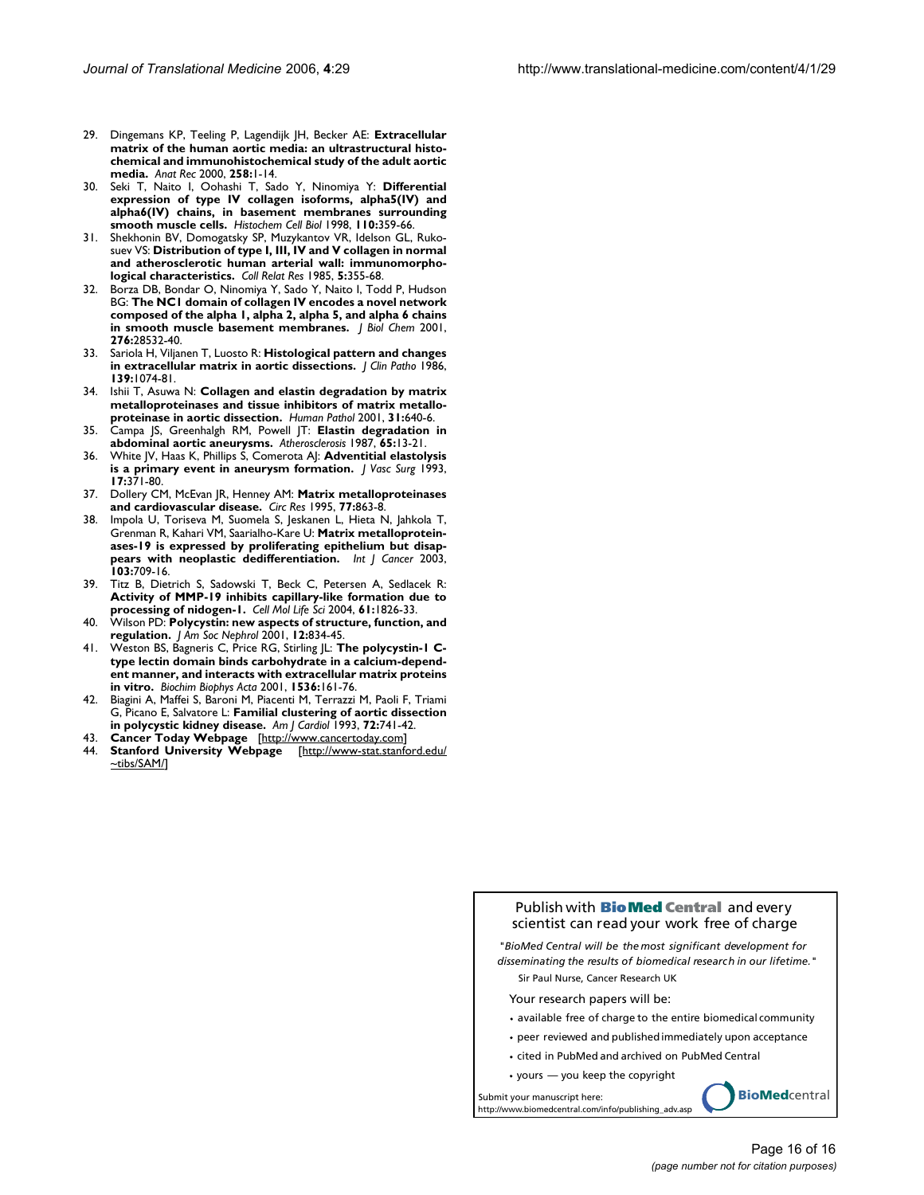29. Dingemans KP, Teeling P, Lagendijk JH, Becker AE: **Extracellular matrix of the human aortic media: an ultrastructural histochemical and immunohistochemical study of the adult aortic media.** *Anat Rec* 2000, **258:**1-14.
30. Seki T, Naito I, Oohashi T, Sado Y, Ninomiya Y: **Differential expression of type IV collagen isoforms, alpha5(IV) and alpha6(IV) chains, in basement membranes surrounding smooth muscle cells.** *Histochem Cell Biol* 1998, **110:**359-66.
31. Shekhonin BV, Domogatsky SP, Muzykantov VR, Idelson GL, Rukosuev VS: **Distribution of type I, III, IV and V collagen in normal and atherosclerotic human arterial wall: immunomorphological characteristics.** *Coll Relat Res* 1985, **5:**355-68.
32. Borza DB, Bondar O, Ninomiya Y, Sado Y, Naito I, Todd P, Hudson BG: **The NC1 domain of collagen IV encodes a novel network composed of the alpha 1, alpha 2, alpha 5, and alpha 6 chains in smooth muscle basement membranes.** *J Biol Chem* 2001, **276:**28532-40.
33. Sariola H, Viljanen T, Luosto R: **Histological pattern and changes in extracellular matrix in aortic dissections.** *J Clin Patho* 1986, **139:**1074-81.
34. Ishii T, Asuwa N: **Collagen and elastin degradation by matrix metalloproteinases and tissue inhibitors of matrix metalloproteinase in aortic dissection.** *Human Pathol* 2001, **31:**640-6.
35. Campa JS, Greenhalgh RM, Powell JT: **Elastin degradation in abdominal aortic aneurysms.** *Atherosclerosis* 1987, **65:**13-21.
36. White JV, Haas K, Phillips S, Comerota AJ: **Adventitial elastolysis is a primary event in aneurysm formation.** *J Vasc Surg* 1993, **17:**371-80.
37. Dollery CM, McEvan JR, Henney AM: **Matrix metalloproteinases and cardiovascular disease.** *Circ Res* 1995, **77:**863-8.
38. Impola U, Toriseva M, Suomela S, Jeskanen L, Hieta N, Jahkola T, Grenman R, Kahari VM, Saarialho-Kare U: **Matrix metalloproteinases-19 is expressed by proliferating epithelium but disappears with neoplastic dedifferentiation.** *Int J Cancer* 2003, **103:**709-16.
39. Titz B, Dietrich S, Sadowski T, Beck C, Petersen A, Sedlacek R: **Activity of MMP-19 inhibits capillary-like formation due to processing of nidogen-1.** *Cell Mol Life Sci* 2004, **61:**1826-33.
40. Wilson PD: **Polycystin: new aspects of structure, function, and regulation.** *J Am Soc Nephrol* 2001, **12:**834-45.
41. Weston BS, Bagneris C, Price RG, Stirling JL: **The polycystin-1 C-type lectin domain binds carbohydrate in a calcium-dependent manner, and interacts with extracellular matrix proteins in vitro.** *Biochim Biophys Acta* 2001, **1536:**161-76.
42. Biagini A, Maffei S, Baroni M, Piacenti M, Terrazzi M, Paoli F, Triami G, Picano E, Salvatore L: **Familial clustering of aortic dissection in polycystic kidney disease.** *Am J Cardiol* 1993, **72:**741-42.
43. **Cancer Today Webpage** [http://www.cancertoday.com]
44. **Stanford University Webpage** [http://www-stat.stanford.edu/~tibs/SAM/]

Publish with **BioMed Central** and every scientist can read your work free of charge

*"BioMed Central will be the most significant development for disseminating the results of biomedical research in our lifetime."*
Sir Paul Nurse, Cancer Research UK

Your research papers will be:

- available free of charge to the entire biomedical community
- peer reviewed and published immediately upon acceptance
- cited in PubMed and archived on PubMed Central
- yours — you keep the copyright

Submit your manuscript here:
http://www.biomedcentral.com/info/publishing_adv.asp

BioMedcentral